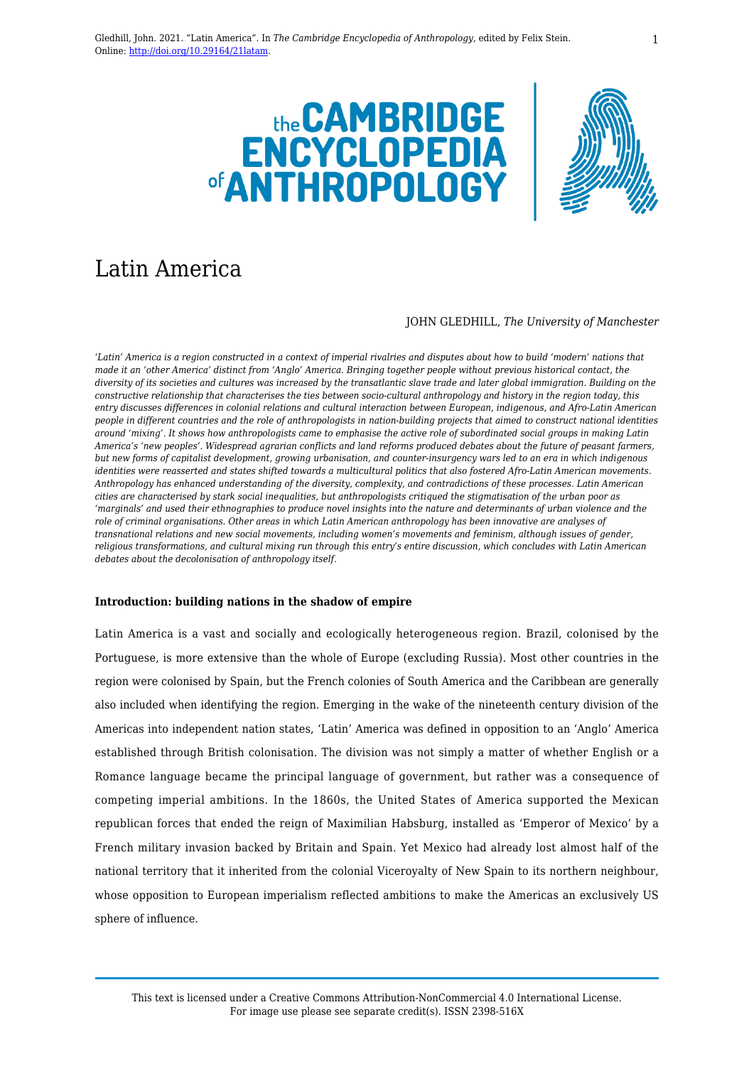Gledhill, John. 2021. "Latin America". In *The Cambridge Encyclopedia of Anthropology*, edited by Felix Stein. Online: http://doi.org/10.29164/21latam.

# Latin America

JOHN GLEDHILL, *The University of Manchester*

*'Latin' America is a region constructed in a context of imperial rivalries and disputes about how to build 'modern' nations that made it an 'other America' distinct from 'Anglo' America. Bringing together people without previous historical contact, the diversity of its societies and cultures was increased by the transatlantic slave trade and later global immigration. Building on the constructive relationship that characterises the ties between socio-cultural anthropology and history in the region today, this entry discusses differences in colonial relations and cultural interaction between European, indigenous, and Afro-Latin American people in different countries and the role of anthropologists in nation-building projects that aimed to construct national identities around 'mixing'. It shows how anthropologists came to emphasise the active role of subordinated social groups in making Latin America's 'new peoples'. Widespread agrarian conflicts and land reforms produced debates about the future of peasant farmers, but new forms of capitalist development, growing urbanisation, and counter-insurgency wars led to an era in which indigenous identities were reasserted and states shifted towards a multicultural politics that also fostered Afro-Latin American movements. Anthropology has enhanced understanding of the diversity, complexity, and contradictions of these processes. Latin American cities are characterised by stark social inequalities, but anthropologists critiqued the stigmatisation of the urban poor as 'marginals' and used their ethnographies to produce novel insights into the nature and determinants of urban violence and the role of criminal organisations. Other areas in which Latin American anthropology has been innovative are analyses of transnational relations and new social movements, including women's movements and feminism, although issues of gender, religious transformations, and cultural mixing run through this entry's entire discussion, which concludes with Latin American debates about the decolonisation of anthropology itself.*

## Introduction: building nations in the shadow of empire

Latin America is a vast and socially and ecologically heterogeneous region. Brazil, colonised by the Portuguese, is more extensive than the whole of Europe (excluding Russia). Most other countries in the region were colonised by Spain, but the French colonies of South America and the Caribbean are generally also included when identifying the region. Emerging in the wake of the nineteenth century division of the Americas into independent nation states, 'Latin' America was defined in opposition to an 'Anglo' America established through British colonisation. The division was not simply a matter of whether English or a Romance language became the principal language of government, but rather was a consequence of competing imperial ambitions. In the 1860s, the United States of America supported the Mexican republican forces that ended the reign of Maximilian Habsburg, installed as 'Emperor of Mexico' by a French military invasion backed by Britain and Spain. Yet Mexico had already lost almost half of the national territory that it inherited from the colonial Viceroyalty of New Spain to its northern neighbour, whose opposition to European imperialism reflected ambitions to make the Americas an exclusively US sphere of influence.

This text is licensed under a Creative Commons Attribution-NonCommercial 4.0 International License. For image use please see separate credit(s). ISSN 2398-516X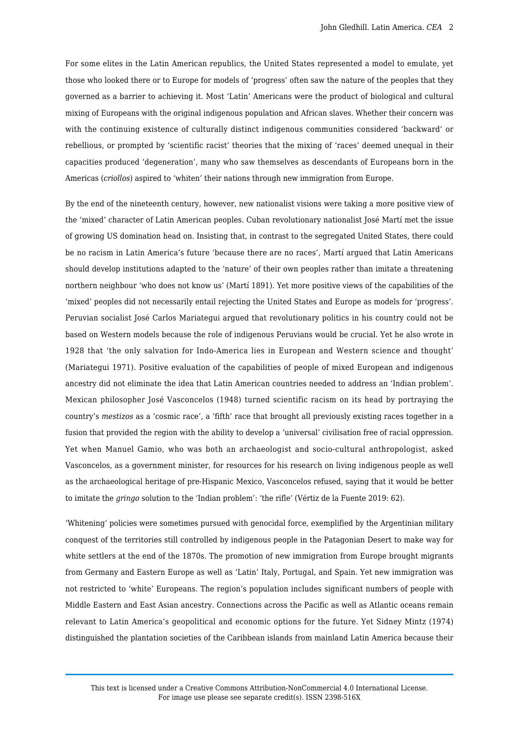For some elites in the Latin American republics, the United States represented a model to emulate, yet those who looked there or to Europe for models of 'progress' often saw the nature of the peoples that they governed as a barrier to achieving it. Most 'Latin' Americans were the product of biological and cultural mixing of Europeans with the original indigenous population and African slaves. Whether their concern was with the continuing existence of culturally distinct indigenous communities considered 'backward' or rebellious, or prompted by 'scientific racist' theories that the mixing of 'races' deemed unequal in their capacities produced 'degeneration', many who saw themselves as descendants of Europeans born in the Americas (*criollos*) aspired to 'whiten' their nations through new immigration from Europe.

By the end of the nineteenth century, however, new nationalist visions were taking a more positive view of the 'mixed' character of Latin American peoples. Cuban revolutionary nationalist José Martí met the issue of growing US domination head on. Insisting that, in contrast to the segregated United States, there could be no racism in Latin America's future 'because there are no races', Martí argued that Latin Americans should develop institutions adapted to the 'nature' of their own peoples rather than imitate a threatening northern neighbour 'who does not know us' (Martí 1891). Yet more positive views of the capabilities of the 'mixed' peoples did not necessarily entail rejecting the United States and Europe as models for 'progress'. Peruvian socialist José Carlos Mariategui argued that revolutionary politics in his country could not be based on Western models because the role of indigenous Peruvians would be crucial. Yet he also wrote in 1928 that 'the only salvation for Indo-America lies in European and Western science and thought' (Mariategui 1971). Positive evaluation of the capabilities of people of mixed European and indigenous ancestry did not eliminate the idea that Latin American countries needed to address an 'Indian problem'. Mexican philosopher José Vasconcelos (1948) turned scientific racism on its head by portraying the country's *mestizos* as a 'cosmic race', a 'fifth' race that brought all previously existing races together in a fusion that provided the region with the ability to develop a 'universal' civilisation free of racial oppression. Yet when Manuel Gamio, who was both an archaeologist and socio-cultural anthropologist, asked Vasconcelos, as a government minister, for resources for his research on living indigenous people as well as the archaeological heritage of pre-Hispanic Mexico, Vasconcelos refused, saying that it would be better to imitate the *gringo* solution to the 'Indian problem': 'the rifle' (Vértiz de la Fuente 2019: 62).

'Whitening' policies were sometimes pursued with genocidal force, exemplified by the Argentinian military conquest of the territories still controlled by indigenous people in the Patagonian Desert to make way for white settlers at the end of the 1870s. The promotion of new immigration from Europe brought migrants from Germany and Eastern Europe as well as 'Latin' Italy, Portugal, and Spain. Yet new immigration was not restricted to 'white' Europeans. The region's population includes significant numbers of people with Middle Eastern and East Asian ancestry. Connections across the Pacific as well as Atlantic oceans remain relevant to Latin America's geopolitical and economic options for the future. Yet Sidney Mintz (1974) distinguished the plantation societies of the Caribbean islands from mainland Latin America because their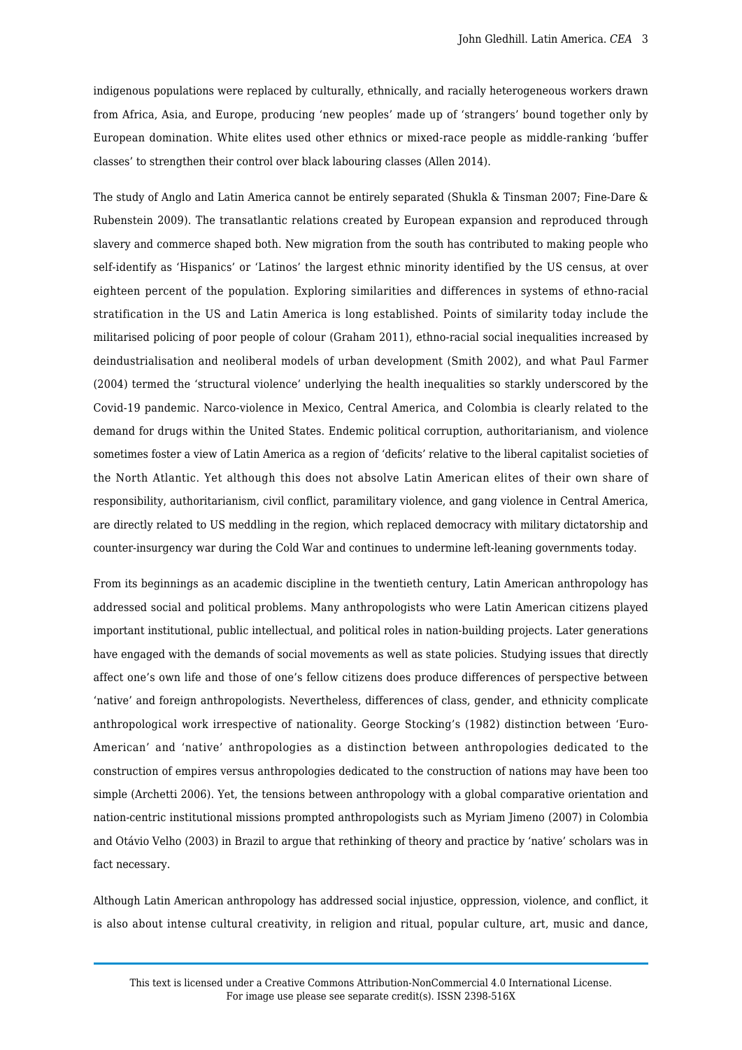indigenous populations were replaced by culturally, ethnically, and racially heterogeneous workers drawn from Africa, Asia, and Europe, producing 'new peoples' made up of 'strangers' bound together only by European domination. White elites used other ethnics or mixed-race people as middle-ranking 'buffer classes' to strengthen their control over black labouring classes (Allen 2014).

The study of Anglo and Latin America cannot be entirely separated (Shukla & Tinsman 2007; Fine-Dare & Rubenstein 2009). The transatlantic relations created by European expansion and reproduced through slavery and commerce shaped both. New migration from the south has contributed to making people who self-identify as 'Hispanics' or 'Latinos' the largest ethnic minority identified by the US census, at over eighteen percent of the population. Exploring similarities and differences in systems of ethno-racial stratification in the US and Latin America is long established. Points of similarity today include the militarised policing of poor people of colour (Graham 2011), ethno-racial social inequalities increased by deindustrialisation and neoliberal models of urban development (Smith 2002), and what Paul Farmer (2004) termed the 'structural violence' underlying the health inequalities so starkly underscored by the Covid-19 pandemic. Narco-violence in Mexico, Central America, and Colombia is clearly related to the demand for drugs within the United States. Endemic political corruption, authoritarianism, and violence sometimes foster a view of Latin America as a region of 'deficits' relative to the liberal capitalist societies of the North Atlantic. Yet although this does not absolve Latin American elites of their own share of responsibility, authoritarianism, civil conflict, paramilitary violence, and gang violence in Central America, are directly related to US meddling in the region, which replaced democracy with military dictatorship and counter-insurgency war during the Cold War and continues to undermine left-leaning governments today.

From its beginnings as an academic discipline in the twentieth century, Latin American anthropology has addressed social and political problems. Many anthropologists who were Latin American citizens played important institutional, public intellectual, and political roles in nation-building projects. Later generations have engaged with the demands of social movements as well as state policies. Studying issues that directly affect one's own life and those of one's fellow citizens does produce differences of perspective between 'native' and foreign anthropologists. Nevertheless, differences of class, gender, and ethnicity complicate anthropological work irrespective of nationality. George Stocking's (1982) distinction between 'Euro-American' and 'native' anthropologies as a distinction between anthropologies dedicated to the construction of empires versus anthropologies dedicated to the construction of nations may have been too simple (Archetti 2006). Yet, the tensions between anthropology with a global comparative orientation and nation-centric institutional missions prompted anthropologists such as Myriam Jimeno (2007) in Colombia and Otávio Velho (2003) in Brazil to argue that rethinking of theory and practice by 'native' scholars was in fact necessary.

Although Latin American anthropology has addressed social injustice, oppression, violence, and conflict, it is also about intense cultural creativity, in religion and ritual, popular culture, art, music and dance,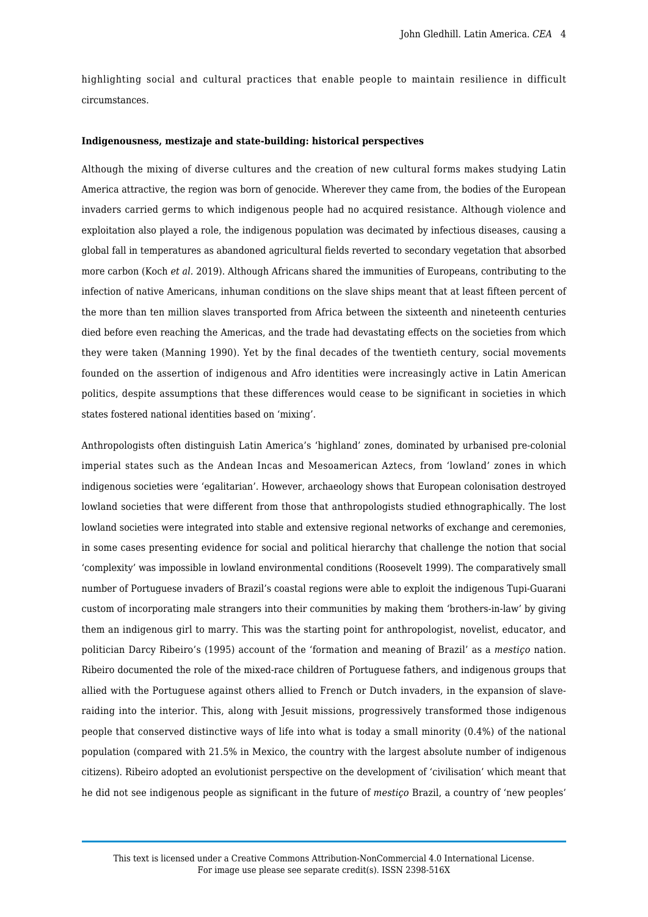highlighting social and cultural practices that enable people to maintain resilience in difficult circumstances.

**Indigenousness, mestizaje and state-building: historical perspectives**

Although the mixing of diverse cultures and the creation of new cultural forms makes studying Latin America attractive, the region was born of genocide. Wherever they came from, the bodies of the European invaders carried germs to which indigenous people had no acquired resistance. Although violence and exploitation also played a role, the indigenous population was decimated by infectious diseases, causing a global fall in temperatures as abandoned agricultural fields reverted to secondary vegetation that absorbed more carbon (Koch *et al.* 2019). Although Africans shared the immunities of Europeans, contributing to the infection of native Americans, inhuman conditions on the slave ships meant that at least fifteen percent of the more than ten million slaves transported from Africa between the sixteenth and nineteenth centuries died before even reaching the Americas, and the trade had devastating effects on the societies from which they were taken (Manning 1990). Yet by the final decades of the twentieth century, social movements founded on the assertion of indigenous and Afro identities were increasingly active in Latin American politics, despite assumptions that these differences would cease to be significant in societies in which states fostered national identities based on 'mixing'.

Anthropologists often distinguish Latin America's 'highland' zones, dominated by urbanised pre-colonial imperial states such as the Andean Incas and Mesoamerican Aztecs, from 'lowland' zones in which indigenous societies were 'egalitarian'. However, archaeology shows that European colonisation destroyed lowland societies that were different from those that anthropologists studied ethnographically. The lost lowland societies were integrated into stable and extensive regional networks of exchange and ceremonies, in some cases presenting evidence for social and political hierarchy that challenge the notion that social 'complexity' was impossible in lowland environmental conditions (Roosevelt 1999). The comparatively small number of Portuguese invaders of Brazil's coastal regions were able to exploit the indigenous Tupi-Guarani custom of incorporating male strangers into their communities by making them 'brothers-in-law' by giving them an indigenous girl to marry. This was the starting point for anthropologist, novelist, educator, and politician Darcy Ribeiro's (1995) account of the 'formation and meaning of Brazil' as a *mestiço* nation. Ribeiro documented the role of the mixed-race children of Portuguese fathers, and indigenous groups that allied with the Portuguese against others allied to French or Dutch invaders, in the expansion of slave-raiding into the interior. This, along with Jesuit missions, progressively transformed those indigenous people that conserved distinctive ways of life into what is today a small minority (0.4%) of the national population (compared with 21.5% in Mexico, the country with the largest absolute number of indigenous citizens). Ribeiro adopted an evolutionist perspective on the development of 'civilisation' which meant that he did not see indigenous people as significant in the future of *mestiço* Brazil, a country of 'new peoples'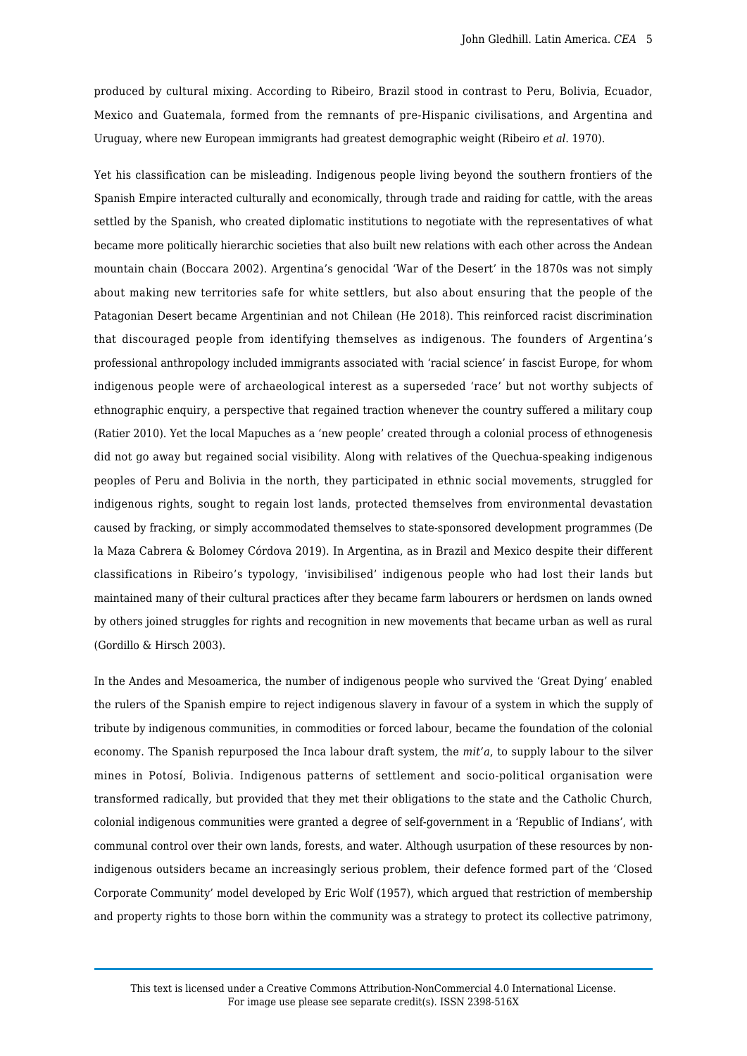produced by cultural mixing. According to Ribeiro, Brazil stood in contrast to Peru, Bolivia, Ecuador, Mexico and Guatemala, formed from the remnants of pre-Hispanic civilisations, and Argentina and Uruguay, where new European immigrants had greatest demographic weight (Ribeiro *et al.* 1970).

Yet his classification can be misleading. Indigenous people living beyond the southern frontiers of the Spanish Empire interacted culturally and economically, through trade and raiding for cattle, with the areas settled by the Spanish, who created diplomatic institutions to negotiate with the representatives of what became more politically hierarchic societies that also built new relations with each other across the Andean mountain chain (Boccara 2002). Argentina's genocidal 'War of the Desert' in the 1870s was not simply about making new territories safe for white settlers, but also about ensuring that the people of the Patagonian Desert became Argentinian and not Chilean (He 2018). This reinforced racist discrimination that discouraged people from identifying themselves as indigenous. The founders of Argentina's professional anthropology included immigrants associated with 'racial science' in fascist Europe, for whom indigenous people were of archaeological interest as a superseded 'race' but not worthy subjects of ethnographic enquiry, a perspective that regained traction whenever the country suffered a military coup (Ratier 2010). Yet the local Mapuches as a 'new people' created through a colonial process of ethnogenesis did not go away but regained social visibility. Along with relatives of the Quechua-speaking indigenous peoples of Peru and Bolivia in the north, they participated in ethnic social movements, struggled for indigenous rights, sought to regain lost lands, protected themselves from environmental devastation caused by fracking, or simply accommodated themselves to state-sponsored development programmes (De la Maza Cabrera & Bolomey Córdova 2019). In Argentina, as in Brazil and Mexico despite their different classifications in Ribeiro's typology, 'invisibilised' indigenous people who had lost their lands but maintained many of their cultural practices after they became farm labourers or herdsmen on lands owned by others joined struggles for rights and recognition in new movements that became urban as well as rural (Gordillo & Hirsch 2003).

In the Andes and Mesoamerica, the number of indigenous people who survived the 'Great Dying' enabled the rulers of the Spanish empire to reject indigenous slavery in favour of a system in which the supply of tribute by indigenous communities, in commodities or forced labour, became the foundation of the colonial economy. The Spanish repurposed the Inca labour draft system, the *mit'a*, to supply labour to the silver mines in Potosí, Bolivia. Indigenous patterns of settlement and socio-political organisation were transformed radically, but provided that they met their obligations to the state and the Catholic Church, colonial indigenous communities were granted a degree of self-government in a 'Republic of Indians', with communal control over their own lands, forests, and water. Although usurpation of these resources by non-indigenous outsiders became an increasingly serious problem, their defence formed part of the 'Closed Corporate Community' model developed by Eric Wolf (1957), which argued that restriction of membership and property rights to those born within the community was a strategy to protect its collective patrimony,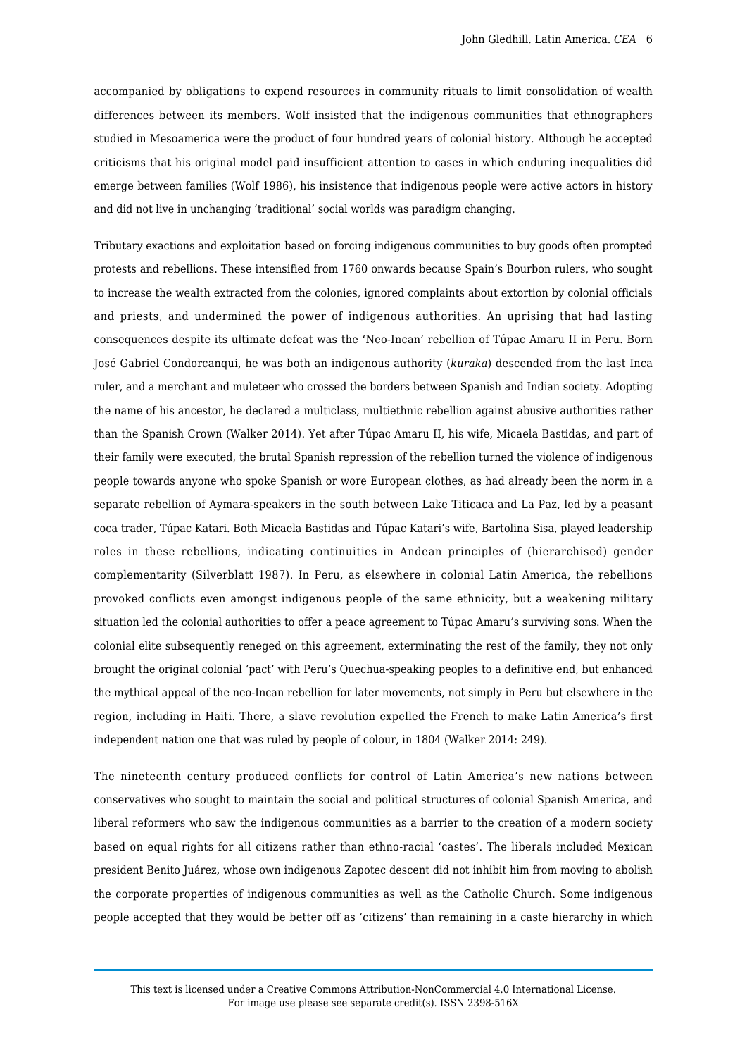accompanied by obligations to expend resources in community rituals to limit consolidation of wealth differences between its members. Wolf insisted that the indigenous communities that ethnographers studied in Mesoamerica were the product of four hundred years of colonial history. Although he accepted criticisms that his original model paid insufficient attention to cases in which enduring inequalities did emerge between families (Wolf 1986), his insistence that indigenous people were active actors in history and did not live in unchanging 'traditional' social worlds was paradigm changing.

Tributary exactions and exploitation based on forcing indigenous communities to buy goods often prompted protests and rebellions. These intensified from 1760 onwards because Spain's Bourbon rulers, who sought to increase the wealth extracted from the colonies, ignored complaints about extortion by colonial officials and priests, and undermined the power of indigenous authorities. An uprising that had lasting consequences despite its ultimate defeat was the 'Neo-Incan' rebellion of Túpac Amaru II in Peru. Born José Gabriel Condorcanqui, he was both an indigenous authority (*kuraka*) descended from the last Inca ruler, and a merchant and muleteer who crossed the borders between Spanish and Indian society. Adopting the name of his ancestor, he declared a multiclass, multiethnic rebellion against abusive authorities rather than the Spanish Crown (Walker 2014). Yet after Túpac Amaru II, his wife, Micaela Bastidas, and part of their family were executed, the brutal Spanish repression of the rebellion turned the violence of indigenous people towards anyone who spoke Spanish or wore European clothes, as had already been the norm in a separate rebellion of Aymara-speakers in the south between Lake Titicaca and La Paz, led by a peasant coca trader, Túpac Katari. Both Micaela Bastidas and Túpac Katari's wife, Bartolina Sisa, played leadership roles in these rebellions, indicating continuities in Andean principles of (hierarchised) gender complementarity (Silverblatt 1987). In Peru, as elsewhere in colonial Latin America, the rebellions provoked conflicts even amongst indigenous people of the same ethnicity, but a weakening military situation led the colonial authorities to offer a peace agreement to Túpac Amaru's surviving sons. When the colonial elite subsequently reneged on this agreement, exterminating the rest of the family, they not only brought the original colonial 'pact' with Peru's Quechua-speaking peoples to a definitive end, but enhanced the mythical appeal of the neo-Incan rebellion for later movements, not simply in Peru but elsewhere in the region, including in Haiti. There, a slave revolution expelled the French to make Latin America's first independent nation one that was ruled by people of colour, in 1804 (Walker 2014: 249).

The nineteenth century produced conflicts for control of Latin America's new nations between conservatives who sought to maintain the social and political structures of colonial Spanish America, and liberal reformers who saw the indigenous communities as a barrier to the creation of a modern society based on equal rights for all citizens rather than ethno-racial 'castes'. The liberals included Mexican president Benito Juárez, whose own indigenous Zapotec descent did not inhibit him from moving to abolish the corporate properties of indigenous communities as well as the Catholic Church. Some indigenous people accepted that they would be better off as 'citizens' than remaining in a caste hierarchy in which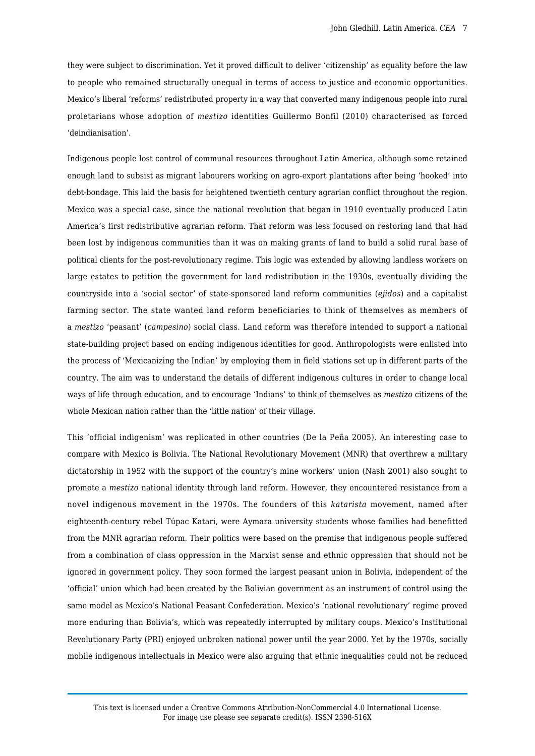they were subject to discrimination. Yet it proved difficult to deliver 'citizenship' as equality before the law to people who remained structurally unequal in terms of access to justice and economic opportunities. Mexico's liberal 'reforms' redistributed property in a way that converted many indigenous people into rural proletarians whose adoption of *mestizo* identities Guillermo Bonfil (2010) characterised as forced 'deindianisation'.

Indigenous people lost control of communal resources throughout Latin America, although some retained enough land to subsist as migrant labourers working on agro-export plantations after being 'hooked' into debt-bondage. This laid the basis for heightened twentieth century agrarian conflict throughout the region. Mexico was a special case, since the national revolution that began in 1910 eventually produced Latin America's first redistributive agrarian reform. That reform was less focused on restoring land that had been lost by indigenous communities than it was on making grants of land to build a solid rural base of political clients for the post-revolutionary regime. This logic was extended by allowing landless workers on large estates to petition the government for land redistribution in the 1930s, eventually dividing the countryside into a 'social sector' of state-sponsored land reform communities (*ejidos*) and a capitalist farming sector. The state wanted land reform beneficiaries to think of themselves as members of a *mestizo* 'peasant' (*campesino*) social class. Land reform was therefore intended to support a national state-building project based on ending indigenous identities for good. Anthropologists were enlisted into the process of 'Mexicanizing the Indian' by employing them in field stations set up in different parts of the country. The aim was to understand the details of different indigenous cultures in order to change local ways of life through education, and to encourage 'Indians' to think of themselves as *mestizo* citizens of the whole Mexican nation rather than the 'little nation' of their village.

This 'official indigenism' was replicated in other countries (De la Peña 2005). An interesting case to compare with Mexico is Bolivia. The National Revolutionary Movement (MNR) that overthrew a military dictatorship in 1952 with the support of the country's mine workers' union (Nash 2001) also sought to promote a *mestizo* national identity through land reform. However, they encountered resistance from a novel indigenous movement in the 1970s. The founders of this *katarista* movement, named after eighteenth-century rebel Túpac Katari, were Aymara university students whose families had benefitted from the MNR agrarian reform. Their politics were based on the premise that indigenous people suffered from a combination of class oppression in the Marxist sense and ethnic oppression that should not be ignored in government policy. They soon formed the largest peasant union in Bolivia, independent of the 'official' union which had been created by the Bolivian government as an instrument of control using the same model as Mexico's National Peasant Confederation. Mexico's 'national revolutionary' regime proved more enduring than Bolivia's, which was repeatedly interrupted by military coups. Mexico's Institutional Revolutionary Party (PRI) enjoyed unbroken national power until the year 2000. Yet by the 1970s, socially mobile indigenous intellectuals in Mexico were also arguing that ethnic inequalities could not be reduced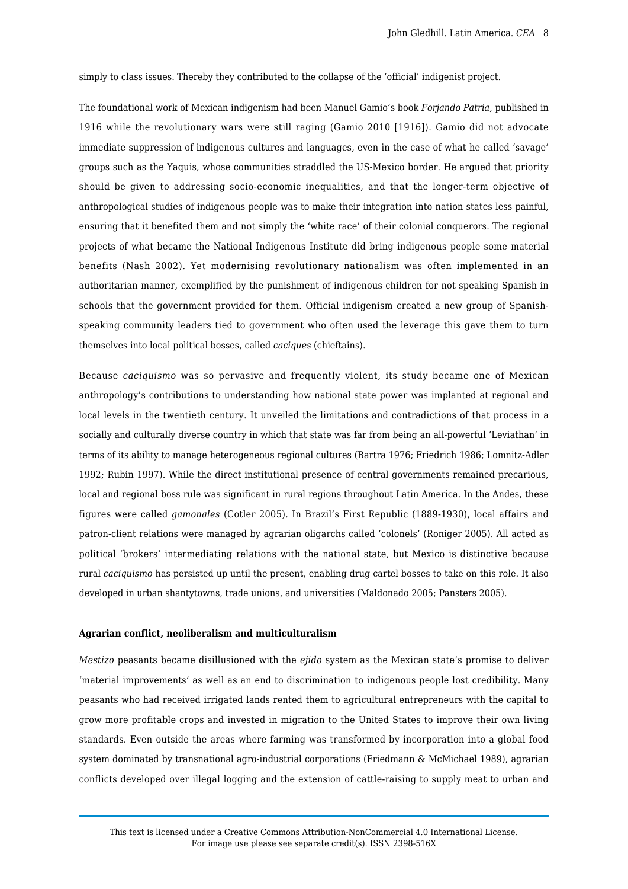simply to class issues. Thereby they contributed to the collapse of the 'official' indigenist project.

The foundational work of Mexican indigenism had been Manuel Gamio's book *Forjando Patria*, published in 1916 while the revolutionary wars were still raging (Gamio 2010 [1916]). Gamio did not advocate immediate suppression of indigenous cultures and languages, even in the case of what he called 'savage' groups such as the Yaquis, whose communities straddled the US-Mexico border. He argued that priority should be given to addressing socio-economic inequalities, and that the longer-term objective of anthropological studies of indigenous people was to make their integration into nation states less painful, ensuring that it benefited them and not simply the 'white race' of their colonial conquerors. The regional projects of what became the National Indigenous Institute did bring indigenous people some material benefits (Nash 2002). Yet modernising revolutionary nationalism was often implemented in an authoritarian manner, exemplified by the punishment of indigenous children for not speaking Spanish in schools that the government provided for them. Official indigenism created a new group of Spanish-speaking community leaders tied to government who often used the leverage this gave them to turn themselves into local political bosses, called *caciques* (chieftains).

Because *caciquismo* was so pervasive and frequently violent, its study became one of Mexican anthropology's contributions to understanding how national state power was implanted at regional and local levels in the twentieth century. It unveiled the limitations and contradictions of that process in a socially and culturally diverse country in which that state was far from being an all-powerful 'Leviathan' in terms of its ability to manage heterogeneous regional cultures (Bartra 1976; Friedrich 1986; Lomnitz-Adler 1992; Rubin 1997). While the direct institutional presence of central governments remained precarious, local and regional boss rule was significant in rural regions throughout Latin America. In the Andes, these figures were called *gamonales* (Cotler 2005). In Brazil's First Republic (1889-1930), local affairs and patron-client relations were managed by agrarian oligarchs called 'colonels' (Roniger 2005). All acted as political 'brokers' intermediating relations with the national state, but Mexico is distinctive because rural *caciquismo* has persisted up until the present, enabling drug cartel bosses to take on this role. It also developed in urban shantytowns, trade unions, and universities (Maldonado 2005; Pansters 2005).

### Agrarian conflict, neoliberalism and multiculturalism

*Mestizo* peasants became disillusioned with the *ejido* system as the Mexican state's promise to deliver 'material improvements' as well as an end to discrimination to indigenous people lost credibility. Many peasants who had received irrigated lands rented them to agricultural entrepreneurs with the capital to grow more profitable crops and invested in migration to the United States to improve their own living standards. Even outside the areas where farming was transformed by incorporation into a global food system dominated by transnational agro-industrial corporations (Friedmann & McMichael 1989), agrarian conflicts developed over illegal logging and the extension of cattle-raising to supply meat to urban and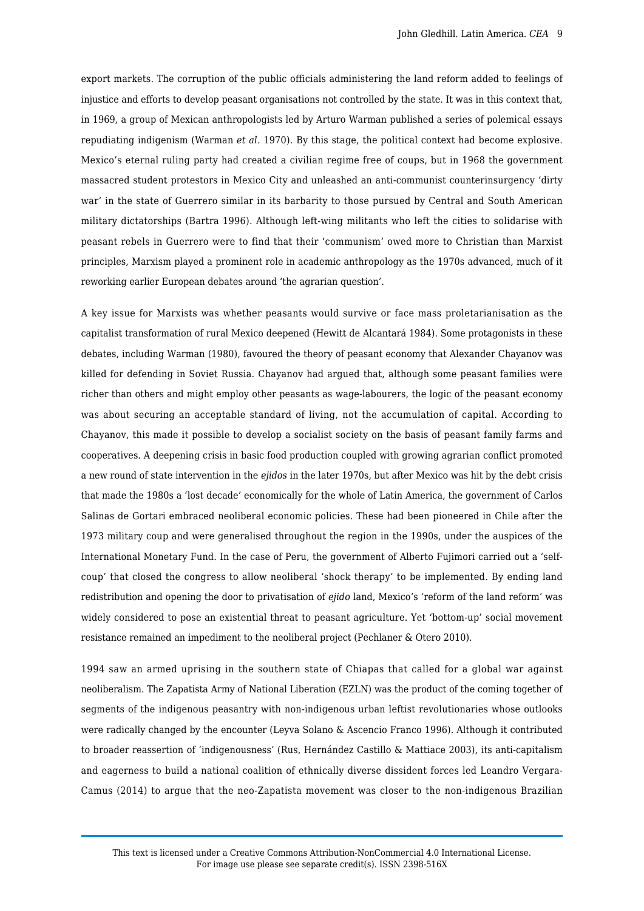export markets. The corruption of the public officials administering the land reform added to feelings of injustice and efforts to develop peasant organisations not controlled by the state. It was in this context that, in 1969, a group of Mexican anthropologists led by Arturo Warman published a series of polemical essays repudiating indigenism (Warman *et al*. 1970). By this stage, the political context had become explosive. Mexico's eternal ruling party had created a civilian regime free of coups, but in 1968 the government massacred student protestors in Mexico City and unleashed an anti-communist counterinsurgency 'dirty war' in the state of Guerrero similar in its barbarity to those pursued by Central and South American military dictatorships (Bartra 1996). Although left-wing militants who left the cities to solidarise with peasant rebels in Guerrero were to find that their 'communism' owed more to Christian than Marxist principles, Marxism played a prominent role in academic anthropology as the 1970s advanced, much of it reworking earlier European debates around 'the agrarian question'.

A key issue for Marxists was whether peasants would survive or face mass proletarianisation as the capitalist transformation of rural Mexico deepened (Hewitt de Alcantará 1984). Some protagonists in these debates, including Warman (1980), favoured the theory of peasant economy that Alexander Chayanov was killed for defending in Soviet Russia. Chayanov had argued that, although some peasant families were richer than others and might employ other peasants as wage-labourers, the logic of the peasant economy was about securing an acceptable standard of living, not the accumulation of capital. According to Chayanov, this made it possible to develop a socialist society on the basis of peasant family farms and cooperatives. A deepening crisis in basic food production coupled with growing agrarian conflict promoted a new round of state intervention in the *ejidos* in the later 1970s, but after Mexico was hit by the debt crisis that made the 1980s a 'lost decade' economically for the whole of Latin America, the government of Carlos Salinas de Gortari embraced neoliberal economic policies. These had been pioneered in Chile after the 1973 military coup and were generalised throughout the region in the 1990s, under the auspices of the International Monetary Fund. In the case of Peru, the government of Alberto Fujimori carried out a 'self-coup' that closed the congress to allow neoliberal 'shock therapy' to be implemented. By ending land redistribution and opening the door to privatisation of *ejido* land, Mexico's 'reform of the land reform' was widely considered to pose an existential threat to peasant agriculture. Yet 'bottom-up' social movement resistance remained an impediment to the neoliberal project (Pechlaner & Otero 2010).

1994 saw an armed uprising in the southern state of Chiapas that called for a global war against neoliberalism. The Zapatista Army of National Liberation (EZLN) was the product of the coming together of segments of the indigenous peasantry with non-indigenous urban leftist revolutionaries whose outlooks were radically changed by the encounter (Leyva Solano & Ascencio Franco 1996). Although it contributed to broader reassertion of 'indigenousness' (Rus, Hernández Castillo & Mattiace 2003), its anti-capitalism and eagerness to build a national coalition of ethnically diverse dissident forces led Leandro Vergara-Camus (2014) to argue that the neo-Zapatista movement was closer to the non-indigenous Brazilian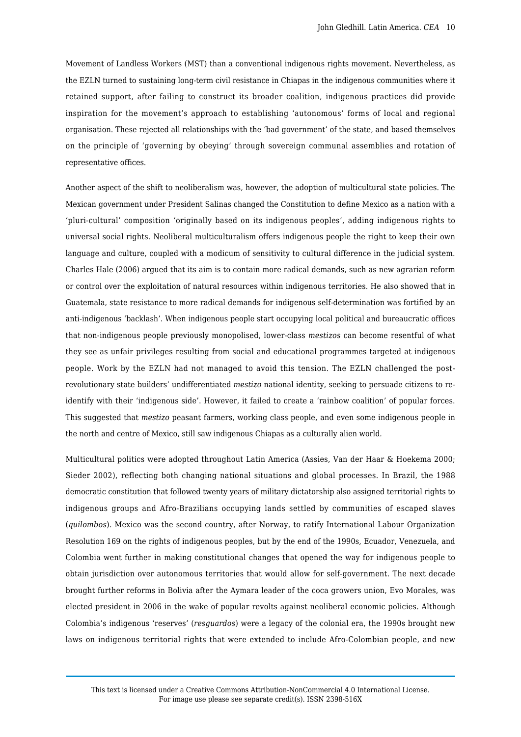Movement of Landless Workers (MST) than a conventional indigenous rights movement. Nevertheless, as the EZLN turned to sustaining long-term civil resistance in Chiapas in the indigenous communities where it retained support, after failing to construct its broader coalition, indigenous practices did provide inspiration for the movement's approach to establishing 'autonomous' forms of local and regional organisation. These rejected all relationships with the 'bad government' of the state, and based themselves on the principle of 'governing by obeying' through sovereign communal assemblies and rotation of representative offices.

Another aspect of the shift to neoliberalism was, however, the adoption of multicultural state policies. The Mexican government under President Salinas changed the Constitution to define Mexico as a nation with a 'pluri-cultural' composition 'originally based on its indigenous peoples', adding indigenous rights to universal social rights. Neoliberal multiculturalism offers indigenous people the right to keep their own language and culture, coupled with a modicum of sensitivity to cultural difference in the judicial system. Charles Hale (2006) argued that its aim is to contain more radical demands, such as new agrarian reform or control over the exploitation of natural resources within indigenous territories. He also showed that in Guatemala, state resistance to more radical demands for indigenous self-determination was fortified by an anti-indigenous 'backlash'. When indigenous people start occupying local political and bureaucratic offices that non-indigenous people previously monopolised, lower-class *mestizos* can become resentful of what they see as unfair privileges resulting from social and educational programmes targeted at indigenous people. Work by the EZLN had not managed to avoid this tension. The EZLN challenged the post-revolutionary state builders' undifferentiated *mestizo* national identity, seeking to persuade citizens to re-identify with their 'indigenous side'. However, it failed to create a 'rainbow coalition' of popular forces. This suggested that *mestizo* peasant farmers, working class people, and even some indigenous people in the north and centre of Mexico, still saw indigenous Chiapas as a culturally alien world.

Multicultural politics were adopted throughout Latin America (Assies, Van der Haar & Hoekema 2000; Sieder 2002), reflecting both changing national situations and global processes. In Brazil, the 1988 democratic constitution that followed twenty years of military dictatorship also assigned territorial rights to indigenous groups and Afro-Brazilians occupying lands settled by communities of escaped slaves (*quilombos*). Mexico was the second country, after Norway, to ratify International Labour Organization Resolution 169 on the rights of indigenous peoples, but by the end of the 1990s, Ecuador, Venezuela, and Colombia went further in making constitutional changes that opened the way for indigenous people to obtain jurisdiction over autonomous territories that would allow for self-government. The next decade brought further reforms in Bolivia after the Aymara leader of the coca growers union, Evo Morales, was elected president in 2006 in the wake of popular revolts against neoliberal economic policies. Although Colombia's indigenous 'reserves' (*resguardos*) were a legacy of the colonial era, the 1990s brought new laws on indigenous territorial rights that were extended to include Afro-Colombian people, and new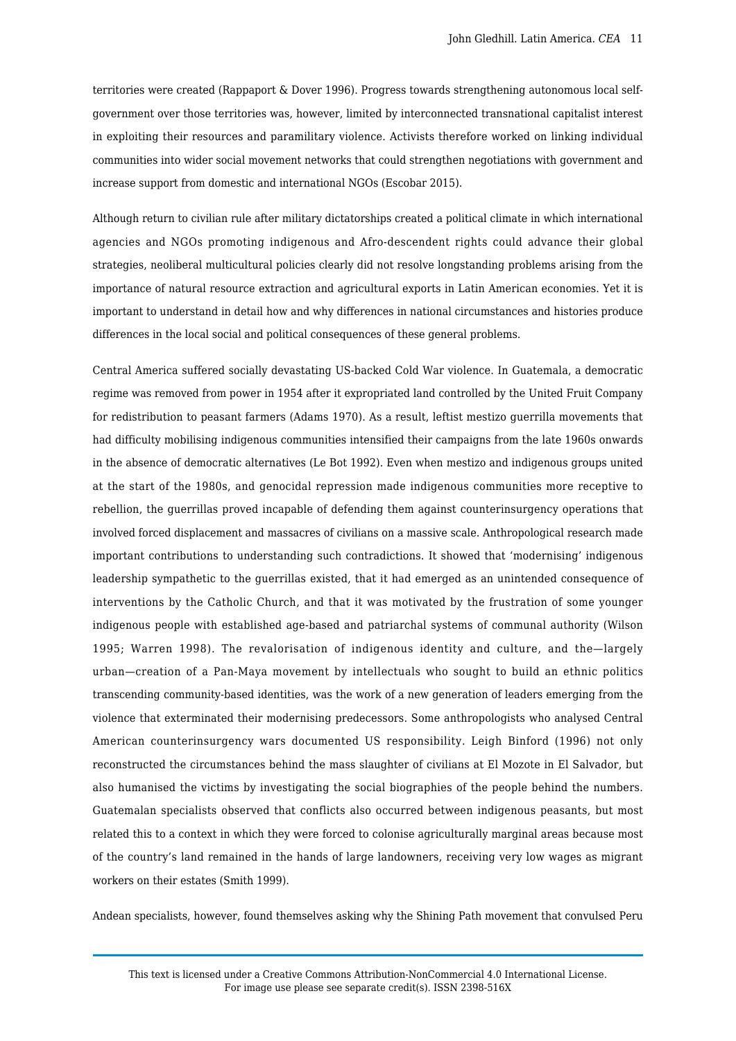territories were created (Rappaport & Dover 1996). Progress towards strengthening autonomous local self-government over those territories was, however, limited by interconnected transnational capitalist interest in exploiting their resources and paramilitary violence. Activists therefore worked on linking individual communities into wider social movement networks that could strengthen negotiations with government and increase support from domestic and international NGOs (Escobar 2015).

Although return to civilian rule after military dictatorships created a political climate in which international agencies and NGOs promoting indigenous and Afro-descendent rights could advance their global strategies, neoliberal multicultural policies clearly did not resolve longstanding problems arising from the importance of natural resource extraction and agricultural exports in Latin American economies. Yet it is important to understand in detail how and why differences in national circumstances and histories produce differences in the local social and political consequences of these general problems.

Central America suffered socially devastating US-backed Cold War violence. In Guatemala, a democratic regime was removed from power in 1954 after it expropriated land controlled by the United Fruit Company for redistribution to peasant farmers (Adams 1970). As a result, leftist mestizo guerrilla movements that had difficulty mobilising indigenous communities intensified their campaigns from the late 1960s onwards in the absence of democratic alternatives (Le Bot 1992). Even when mestizo and indigenous groups united at the start of the 1980s, and genocidal repression made indigenous communities more receptive to rebellion, the guerrillas proved incapable of defending them against counterinsurgency operations that involved forced displacement and massacres of civilians on a massive scale. Anthropological research made important contributions to understanding such contradictions. It showed that 'modernising' indigenous leadership sympathetic to the guerrillas existed, that it had emerged as an unintended consequence of interventions by the Catholic Church, and that it was motivated by the frustration of some younger indigenous people with established age-based and patriarchal systems of communal authority (Wilson 1995; Warren 1998). The revalorisation of indigenous identity and culture, and the—largely urban—creation of a Pan-Maya movement by intellectuals who sought to build an ethnic politics transcending community-based identities, was the work of a new generation of leaders emerging from the violence that exterminated their modernising predecessors. Some anthropologists who analysed Central American counterinsurgency wars documented US responsibility. Leigh Binford (1996) not only reconstructed the circumstances behind the mass slaughter of civilians at El Mozote in El Salvador, but also humanised the victims by investigating the social biographies of the people behind the numbers. Guatemalan specialists observed that conflicts also occurred between indigenous peasants, but most related this to a context in which they were forced to colonise agriculturally marginal areas because most of the country's land remained in the hands of large landowners, receiving very low wages as migrant workers on their estates (Smith 1999).

Andean specialists, however, found themselves asking why the Shining Path movement that convulsed Peru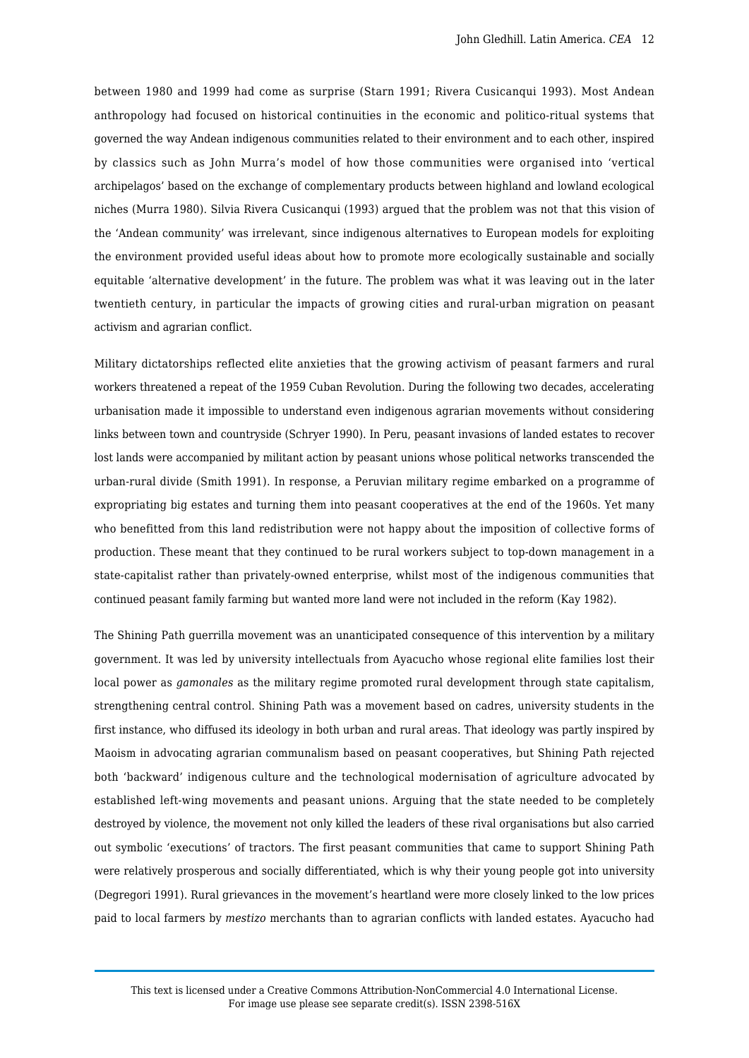between 1980 and 1999 had come as surprise (Starn 1991; Rivera Cusicanqui 1993). Most Andean anthropology had focused on historical continuities in the economic and politico-ritual systems that governed the way Andean indigenous communities related to their environment and to each other, inspired by classics such as John Murra's model of how those communities were organised into 'vertical archipelagos' based on the exchange of complementary products between highland and lowland ecological niches (Murra 1980). Silvia Rivera Cusicanqui (1993) argued that the problem was not that this vision of the 'Andean community' was irrelevant, since indigenous alternatives to European models for exploiting the environment provided useful ideas about how to promote more ecologically sustainable and socially equitable 'alternative development' in the future. The problem was what it was leaving out in the later twentieth century, in particular the impacts of growing cities and rural-urban migration on peasant activism and agrarian conflict.

Military dictatorships reflected elite anxieties that the growing activism of peasant farmers and rural workers threatened a repeat of the 1959 Cuban Revolution. During the following two decades, accelerating urbanisation made it impossible to understand even indigenous agrarian movements without considering links between town and countryside (Schryer 1990). In Peru, peasant invasions of landed estates to recover lost lands were accompanied by militant action by peasant unions whose political networks transcended the urban-rural divide (Smith 1991). In response, a Peruvian military regime embarked on a programme of expropriating big estates and turning them into peasant cooperatives at the end of the 1960s. Yet many who benefitted from this land redistribution were not happy about the imposition of collective forms of production. These meant that they continued to be rural workers subject to top-down management in a state-capitalist rather than privately-owned enterprise, whilst most of the indigenous communities that continued peasant family farming but wanted more land were not included in the reform (Kay 1982).

The Shining Path guerrilla movement was an unanticipated consequence of this intervention by a military government. It was led by university intellectuals from Ayacucho whose regional elite families lost their local power as *gamonales* as the military regime promoted rural development through state capitalism, strengthening central control. Shining Path was a movement based on cadres, university students in the first instance, who diffused its ideology in both urban and rural areas. That ideology was partly inspired by Maoism in advocating agrarian communalism based on peasant cooperatives, but Shining Path rejected both 'backward' indigenous culture and the technological modernisation of agriculture advocated by established left-wing movements and peasant unions. Arguing that the state needed to be completely destroyed by violence, the movement not only killed the leaders of these rival organisations but also carried out symbolic 'executions' of tractors. The first peasant communities that came to support Shining Path were relatively prosperous and socially differentiated, which is why their young people got into university (Degregori 1991). Rural grievances in the movement's heartland were more closely linked to the low prices paid to local farmers by *mestizo* merchants than to agrarian conflicts with landed estates. Ayacucho had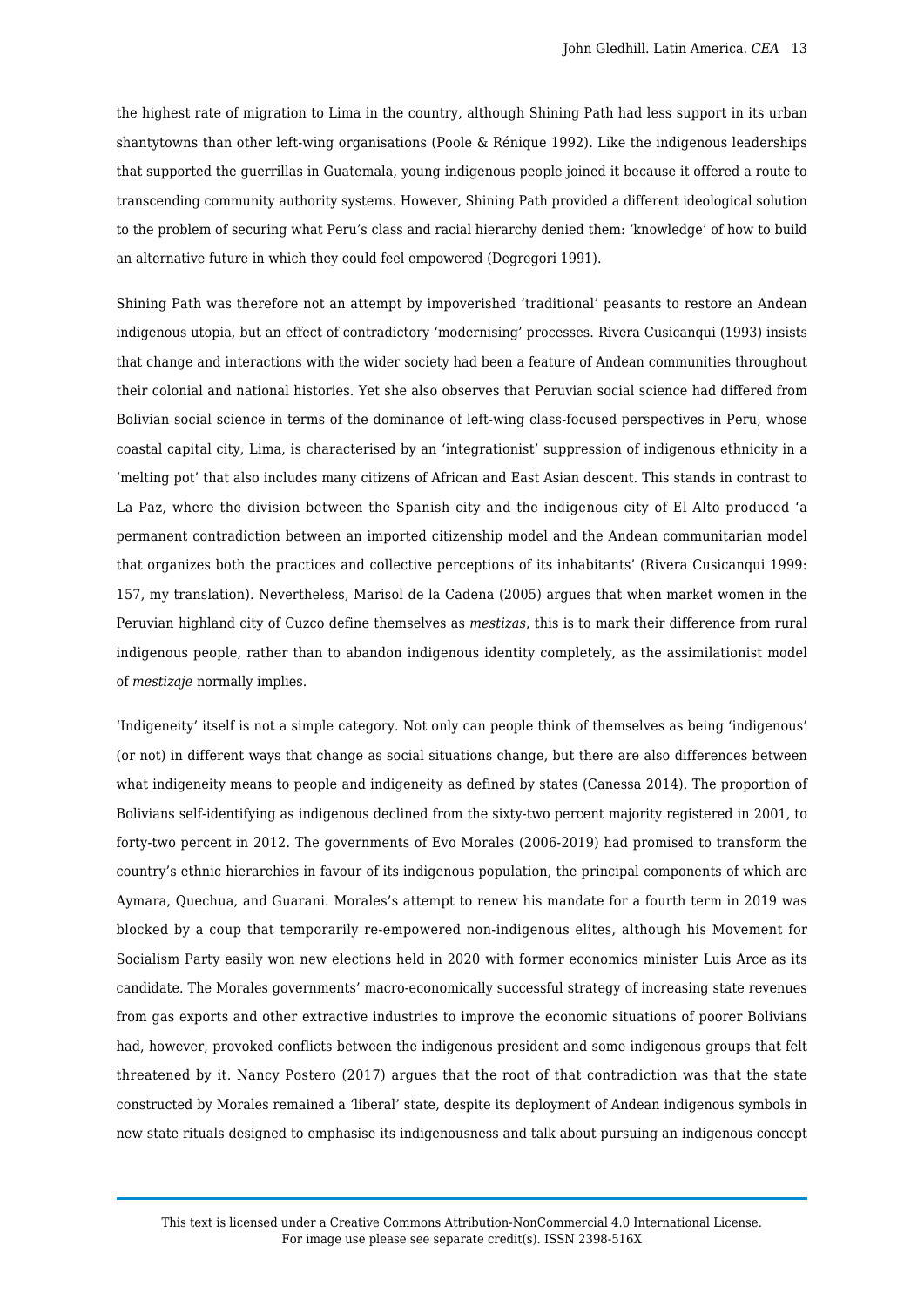the highest rate of migration to Lima in the country, although Shining Path had less support in its urban shantytowns than other left-wing organisations (Poole & Rénique 1992). Like the indigenous leaderships that supported the guerrillas in Guatemala, young indigenous people joined it because it offered a route to transcending community authority systems. However, Shining Path provided a different ideological solution to the problem of securing what Peru's class and racial hierarchy denied them: 'knowledge' of how to build an alternative future in which they could feel empowered (Degregori 1991).

Shining Path was therefore not an attempt by impoverished 'traditional' peasants to restore an Andean indigenous utopia, but an effect of contradictory 'modernising' processes. Rivera Cusicanqui (1993) insists that change and interactions with the wider society had been a feature of Andean communities throughout their colonial and national histories. Yet she also observes that Peruvian social science had differed from Bolivian social science in terms of the dominance of left-wing class-focused perspectives in Peru, whose coastal capital city, Lima, is characterised by an 'integrationist' suppression of indigenous ethnicity in a 'melting pot' that also includes many citizens of African and East Asian descent. This stands in contrast to La Paz, where the division between the Spanish city and the indigenous city of El Alto produced 'a permanent contradiction between an imported citizenship model and the Andean communitarian model that organizes both the practices and collective perceptions of its inhabitants' (Rivera Cusicanqui 1999: 157, my translation). Nevertheless, Marisol de la Cadena (2005) argues that when market women in the Peruvian highland city of Cuzco define themselves as *mestizas*, this is to mark their difference from rural indigenous people, rather than to abandon indigenous identity completely, as the assimilationist model of *mestizaje* normally implies.

'Indigeneity' itself is not a simple category. Not only can people think of themselves as being 'indigenous' (or not) in different ways that change as social situations change, but there are also differences between what indigeneity means to people and indigeneity as defined by states (Canessa 2014). The proportion of Bolivians self-identifying as indigenous declined from the sixty-two percent majority registered in 2001, to forty-two percent in 2012. The governments of Evo Morales (2006-2019) had promised to transform the country's ethnic hierarchies in favour of its indigenous population, the principal components of which are Aymara, Quechua, and Guarani. Morales's attempt to renew his mandate for a fourth term in 2019 was blocked by a coup that temporarily re-empowered non-indigenous elites, although his Movement for Socialism Party easily won new elections held in 2020 with former economics minister Luis Arce as its candidate. The Morales governments' macro-economically successful strategy of increasing state revenues from gas exports and other extractive industries to improve the economic situations of poorer Bolivians had, however, provoked conflicts between the indigenous president and some indigenous groups that felt threatened by it. Nancy Postero (2017) argues that the root of that contradiction was that the state constructed by Morales remained a 'liberal' state, despite its deployment of Andean indigenous symbols in new state rituals designed to emphasise its indigenousness and talk about pursuing an indigenous concept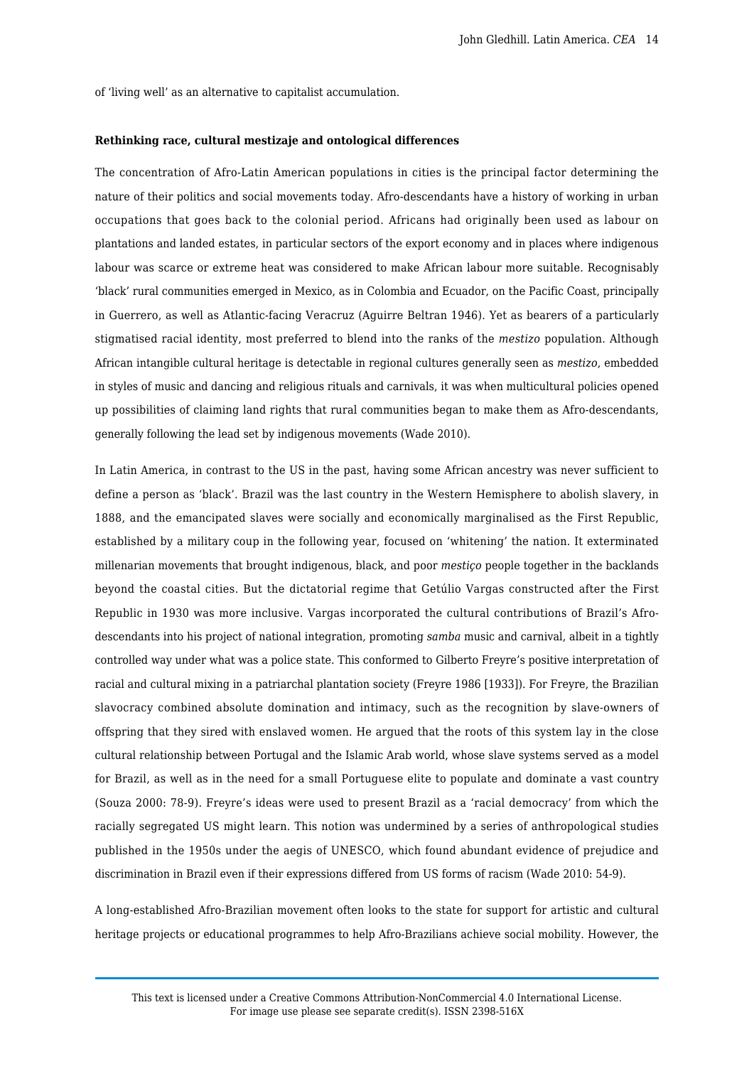of 'living well' as an alternative to capitalist accumulation.

**Rethinking race, cultural mestizaje and ontological differences**

The concentration of Afro-Latin American populations in cities is the principal factor determining the nature of their politics and social movements today. Afro-descendants have a history of working in urban occupations that goes back to the colonial period. Africans had originally been used as labour on plantations and landed estates, in particular sectors of the export economy and in places where indigenous labour was scarce or extreme heat was considered to make African labour more suitable. Recognisably 'black' rural communities emerged in Mexico, as in Colombia and Ecuador, on the Pacific Coast, principally in Guerrero, as well as Atlantic-facing Veracruz (Aguirre Beltran 1946). Yet as bearers of a particularly stigmatised racial identity, most preferred to blend into the ranks of the *mestizo* population. Although African intangible cultural heritage is detectable in regional cultures generally seen as *mestizo*, embedded in styles of music and dancing and religious rituals and carnivals, it was when multicultural policies opened up possibilities of claiming land rights that rural communities began to make them as Afro-descendants, generally following the lead set by indigenous movements (Wade 2010).

In Latin America, in contrast to the US in the past, having some African ancestry was never sufficient to define a person as 'black'. Brazil was the last country in the Western Hemisphere to abolish slavery, in 1888, and the emancipated slaves were socially and economically marginalised as the First Republic, established by a military coup in the following year, focused on 'whitening' the nation. It exterminated millenarian movements that brought indigenous, black, and poor *mestiço* people together in the backlands beyond the coastal cities. But the dictatorial regime that Getúlio Vargas constructed after the First Republic in 1930 was more inclusive. Vargas incorporated the cultural contributions of Brazil's Afro-descendants into his project of national integration, promoting *samba* music and carnival, albeit in a tightly controlled way under what was a police state. This conformed to Gilberto Freyre's positive interpretation of racial and cultural mixing in a patriarchal plantation society (Freyre 1986 [1933]). For Freyre, the Brazilian slavocracy combined absolute domination and intimacy, such as the recognition by slave-owners of offspring that they sired with enslaved women. He argued that the roots of this system lay in the close cultural relationship between Portugal and the Islamic Arab world, whose slave systems served as a model for Brazil, as well as in the need for a small Portuguese elite to populate and dominate a vast country (Souza 2000: 78-9). Freyre's ideas were used to present Brazil as a 'racial democracy' from which the racially segregated US might learn. This notion was undermined by a series of anthropological studies published in the 1950s under the aegis of UNESCO, which found abundant evidence of prejudice and discrimination in Brazil even if their expressions differed from US forms of racism (Wade 2010: 54-9).

A long-established Afro-Brazilian movement often looks to the state for support for artistic and cultural heritage projects or educational programmes to help Afro-Brazilians achieve social mobility. However, the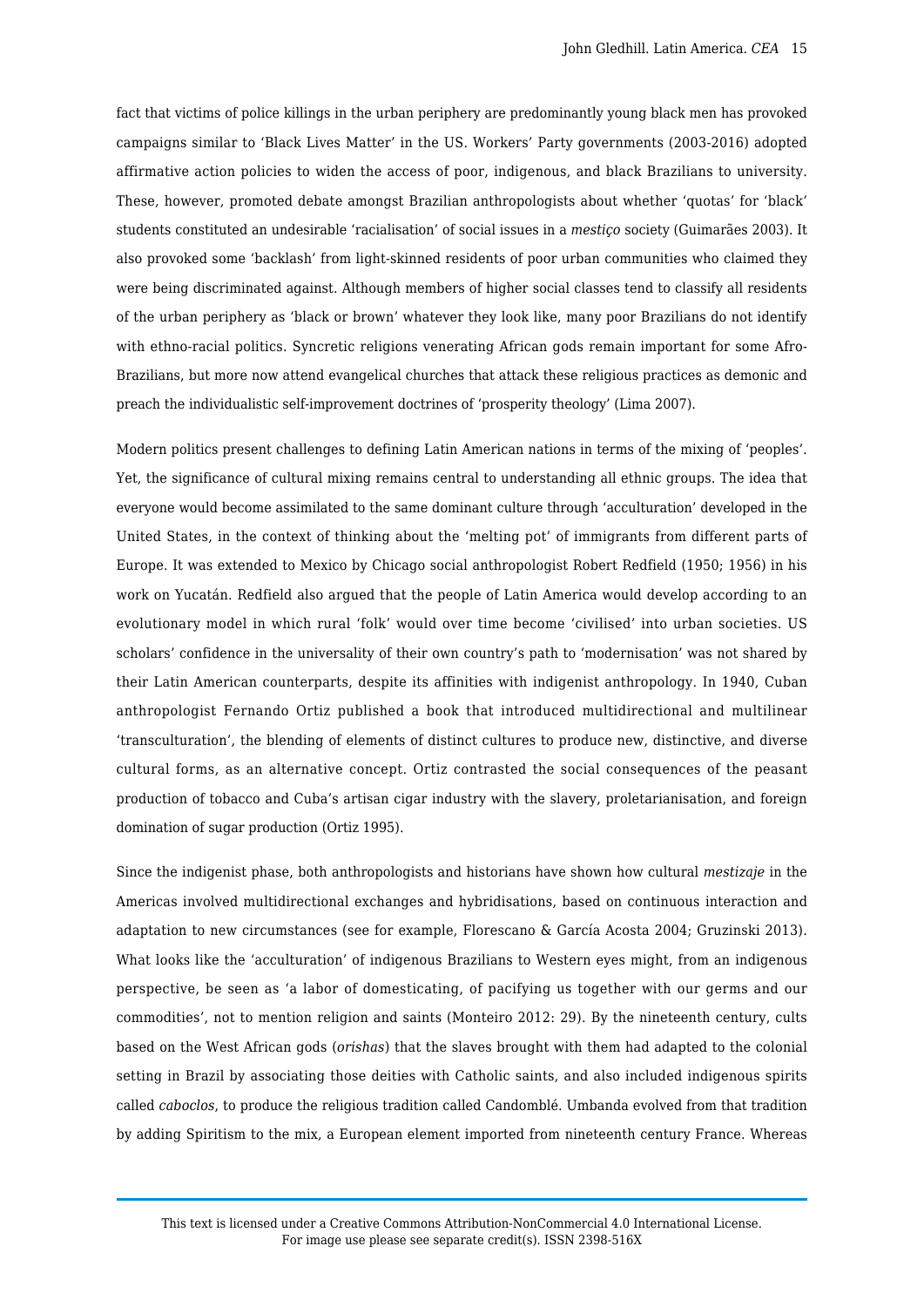fact that victims of police killings in the urban periphery are predominantly young black men has provoked campaigns similar to 'Black Lives Matter' in the US. Workers' Party governments (2003-2016) adopted affirmative action policies to widen the access of poor, indigenous, and black Brazilians to university. These, however, promoted debate amongst Brazilian anthropologists about whether 'quotas' for 'black' students constituted an undesirable 'racialisation' of social issues in a *mestiço* society (Guimarães 2003). It also provoked some 'backlash' from light-skinned residents of poor urban communities who claimed they were being discriminated against. Although members of higher social classes tend to classify all residents of the urban periphery as 'black or brown' whatever they look like, many poor Brazilians do not identify with ethno-racial politics. Syncretic religions venerating African gods remain important for some Afro-Brazilians, but more now attend evangelical churches that attack these religious practices as demonic and preach the individualistic self-improvement doctrines of 'prosperity theology' (Lima 2007).

Modern politics present challenges to defining Latin American nations in terms of the mixing of 'peoples'. Yet, the significance of cultural mixing remains central to understanding all ethnic groups. The idea that everyone would become assimilated to the same dominant culture through 'acculturation' developed in the United States, in the context of thinking about the 'melting pot' of immigrants from different parts of Europe. It was extended to Mexico by Chicago social anthropologist Robert Redfield (1950; 1956) in his work on Yucatán. Redfield also argued that the people of Latin America would develop according to an evolutionary model in which rural 'folk' would over time become 'civilised' into urban societies. US scholars' confidence in the universality of their own country's path to 'modernisation' was not shared by their Latin American counterparts, despite its affinities with indigenist anthropology. In 1940, Cuban anthropologist Fernando Ortiz published a book that introduced multidirectional and multilinear 'transculturation', the blending of elements of distinct cultures to produce new, distinctive, and diverse cultural forms, as an alternative concept. Ortiz contrasted the social consequences of the peasant production of tobacco and Cuba's artisan cigar industry with the slavery, proletarianisation, and foreign domination of sugar production (Ortiz 1995).

Since the indigenist phase, both anthropologists and historians have shown how cultural *mestizaje* in the Americas involved multidirectional exchanges and hybridisations, based on continuous interaction and adaptation to new circumstances (see for example, Florescano & García Acosta 2004; Gruzinski 2013). What looks like the 'acculturation' of indigenous Brazilians to Western eyes might, from an indigenous perspective, be seen as 'a labor of domesticating, of pacifying us together with our germs and our commodities', not to mention religion and saints (Monteiro 2012: 29). By the nineteenth century, cults based on the West African gods (*orishas*) that the slaves brought with them had adapted to the colonial setting in Brazil by associating those deities with Catholic saints, and also included indigenous spirits called *caboclos*, to produce the religious tradition called Candomblé. Umbanda evolved from that tradition by adding Spiritism to the mix, a European element imported from nineteenth century France. Whereas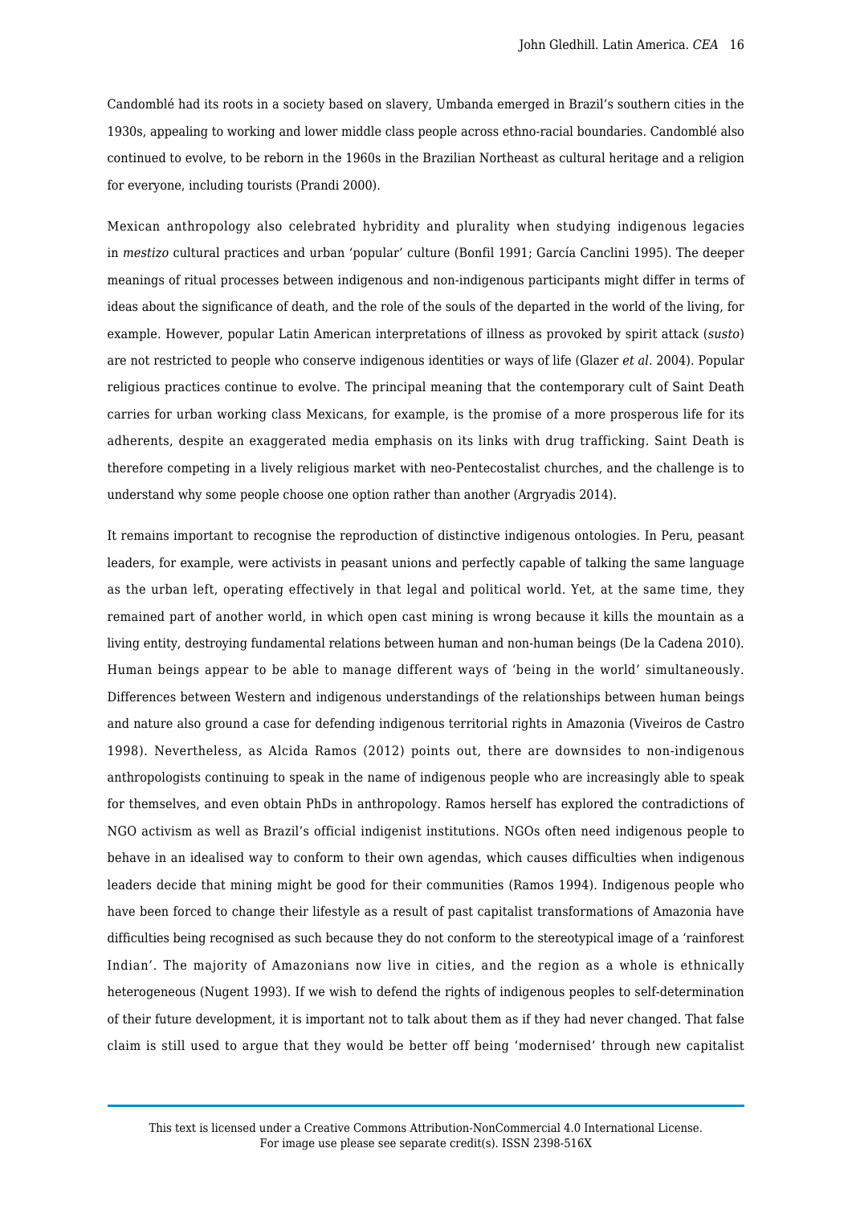Candomblé had its roots in a society based on slavery, Umbanda emerged in Brazil's southern cities in the 1930s, appealing to working and lower middle class people across ethno-racial boundaries. Candomblé also continued to evolve, to be reborn in the 1960s in the Brazilian Northeast as cultural heritage and a religion for everyone, including tourists (Prandi 2000).

Mexican anthropology also celebrated hybridity and plurality when studying indigenous legacies in *mestizo* cultural practices and urban 'popular' culture (Bonfil 1991; García Canclini 1995). The deeper meanings of ritual processes between indigenous and non-indigenous participants might differ in terms of ideas about the significance of death, and the role of the souls of the departed in the world of the living, for example. However, popular Latin American interpretations of illness as provoked by spirit attack (*susto*) are not restricted to people who conserve indigenous identities or ways of life (Glazer *et al*. 2004). Popular religious practices continue to evolve. The principal meaning that the contemporary cult of Saint Death carries for urban working class Mexicans, for example, is the promise of a more prosperous life for its adherents, despite an exaggerated media emphasis on its links with drug trafficking. Saint Death is therefore competing in a lively religious market with neo-Pentecostalist churches, and the challenge is to understand why some people choose one option rather than another (Argryadis 2014).

It remains important to recognise the reproduction of distinctive indigenous ontologies. In Peru, peasant leaders, for example, were activists in peasant unions and perfectly capable of talking the same language as the urban left, operating effectively in that legal and political world. Yet, at the same time, they remained part of another world, in which open cast mining is wrong because it kills the mountain as a living entity, destroying fundamental relations between human and non-human beings (De la Cadena 2010). Human beings appear to be able to manage different ways of 'being in the world' simultaneously. Differences between Western and indigenous understandings of the relationships between human beings and nature also ground a case for defending indigenous territorial rights in Amazonia (Viveiros de Castro 1998). Nevertheless, as Alcida Ramos (2012) points out, there are downsides to non-indigenous anthropologists continuing to speak in the name of indigenous people who are increasingly able to speak for themselves, and even obtain PhDs in anthropology. Ramos herself has explored the contradictions of NGO activism as well as Brazil's official indigenist institutions. NGOs often need indigenous people to behave in an idealised way to conform to their own agendas, which causes difficulties when indigenous leaders decide that mining might be good for their communities (Ramos 1994). Indigenous people who have been forced to change their lifestyle as a result of past capitalist transformations of Amazonia have difficulties being recognised as such because they do not conform to the stereotypical image of a 'rainforest Indian'. The majority of Amazonians now live in cities, and the region as a whole is ethnically heterogeneous (Nugent 1993). If we wish to defend the rights of indigenous peoples to self-determination of their future development, it is important not to talk about them as if they had never changed. That false claim is still used to argue that they would be better off being 'modernised' through new capitalist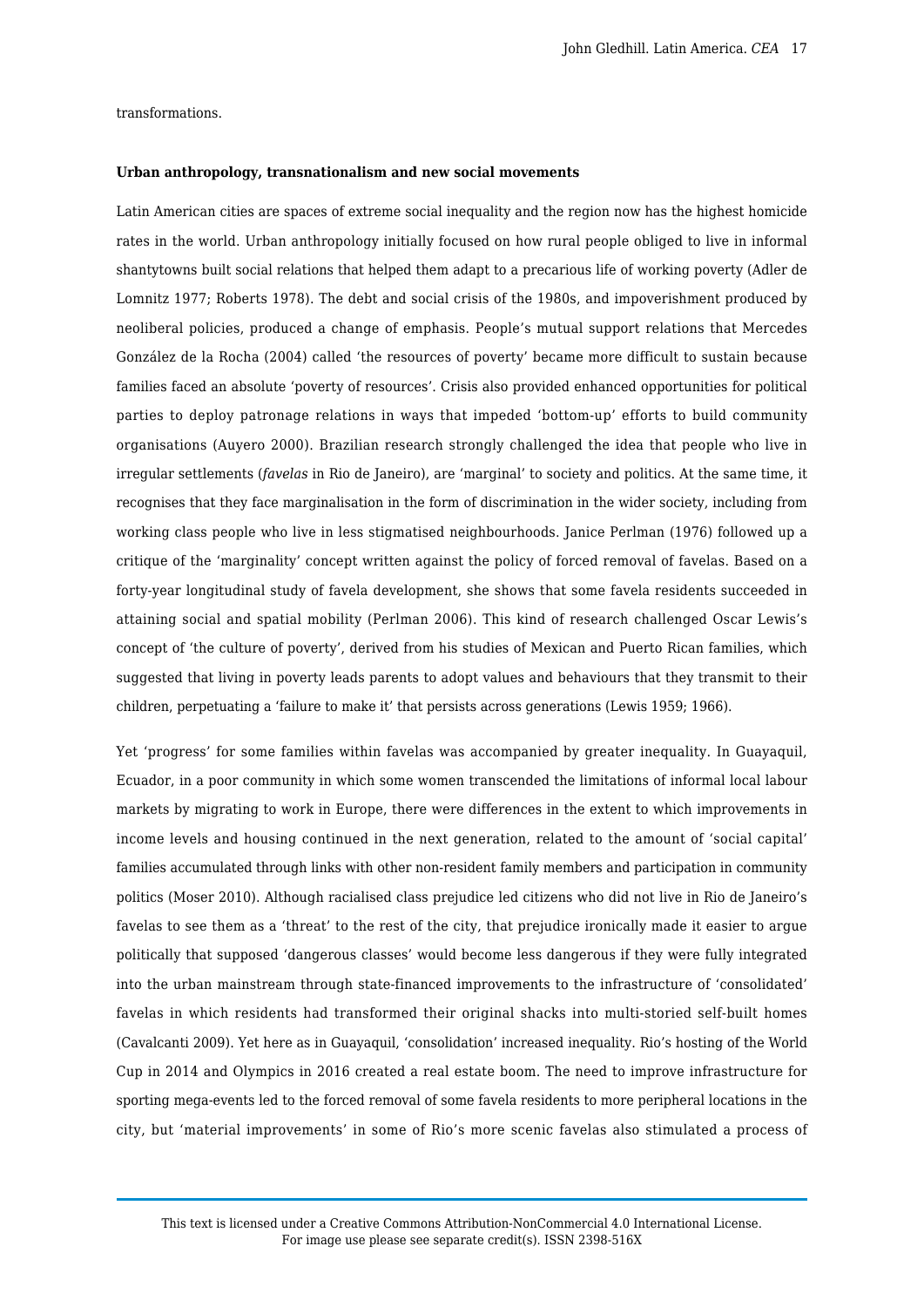transformations.

**Urban anthropology, transnationalism and new social movements**

Latin American cities are spaces of extreme social inequality and the region now has the highest homicide rates in the world. Urban anthropology initially focused on how rural people obliged to live in informal shantytowns built social relations that helped them adapt to a precarious life of working poverty (Adler de Lomnitz 1977; Roberts 1978). The debt and social crisis of the 1980s, and impoverishment produced by neoliberal policies, produced a change of emphasis. People's mutual support relations that Mercedes González de la Rocha (2004) called 'the resources of poverty' became more difficult to sustain because families faced an absolute 'poverty of resources'. Crisis also provided enhanced opportunities for political parties to deploy patronage relations in ways that impeded 'bottom-up' efforts to build community organisations (Auyero 2000). Brazilian research strongly challenged the idea that people who live in irregular settlements (*favelas* in Rio de Janeiro), are 'marginal' to society and politics. At the same time, it recognises that they face marginalisation in the form of discrimination in the wider society, including from working class people who live in less stigmatised neighbourhoods. Janice Perlman (1976) followed up a critique of the 'marginality' concept written against the policy of forced removal of favelas. Based on a forty-year longitudinal study of favela development, she shows that some favela residents succeeded in attaining social and spatial mobility (Perlman 2006). This kind of research challenged Oscar Lewis's concept of 'the culture of poverty', derived from his studies of Mexican and Puerto Rican families, which suggested that living in poverty leads parents to adopt values and behaviours that they transmit to their children, perpetuating a 'failure to make it' that persists across generations (Lewis 1959; 1966).

Yet 'progress' for some families within favelas was accompanied by greater inequality. In Guayaquil, Ecuador, in a poor community in which some women transcended the limitations of informal local labour markets by migrating to work in Europe, there were differences in the extent to which improvements in income levels and housing continued in the next generation, related to the amount of 'social capital' families accumulated through links with other non-resident family members and participation in community politics (Moser 2010). Although racialised class prejudice led citizens who did not live in Rio de Janeiro's favelas to see them as a 'threat' to the rest of the city, that prejudice ironically made it easier to argue politically that supposed 'dangerous classes' would become less dangerous if they were fully integrated into the urban mainstream through state-financed improvements to the infrastructure of 'consolidated' favelas in which residents had transformed their original shacks into multi-storied self-built homes (Cavalcanti 2009). Yet here as in Guayaquil, 'consolidation' increased inequality. Rio's hosting of the World Cup in 2014 and Olympics in 2016 created a real estate boom. The need to improve infrastructure for sporting mega-events led to the forced removal of some favela residents to more peripheral locations in the city, but 'material improvements' in some of Rio's more scenic favelas also stimulated a process of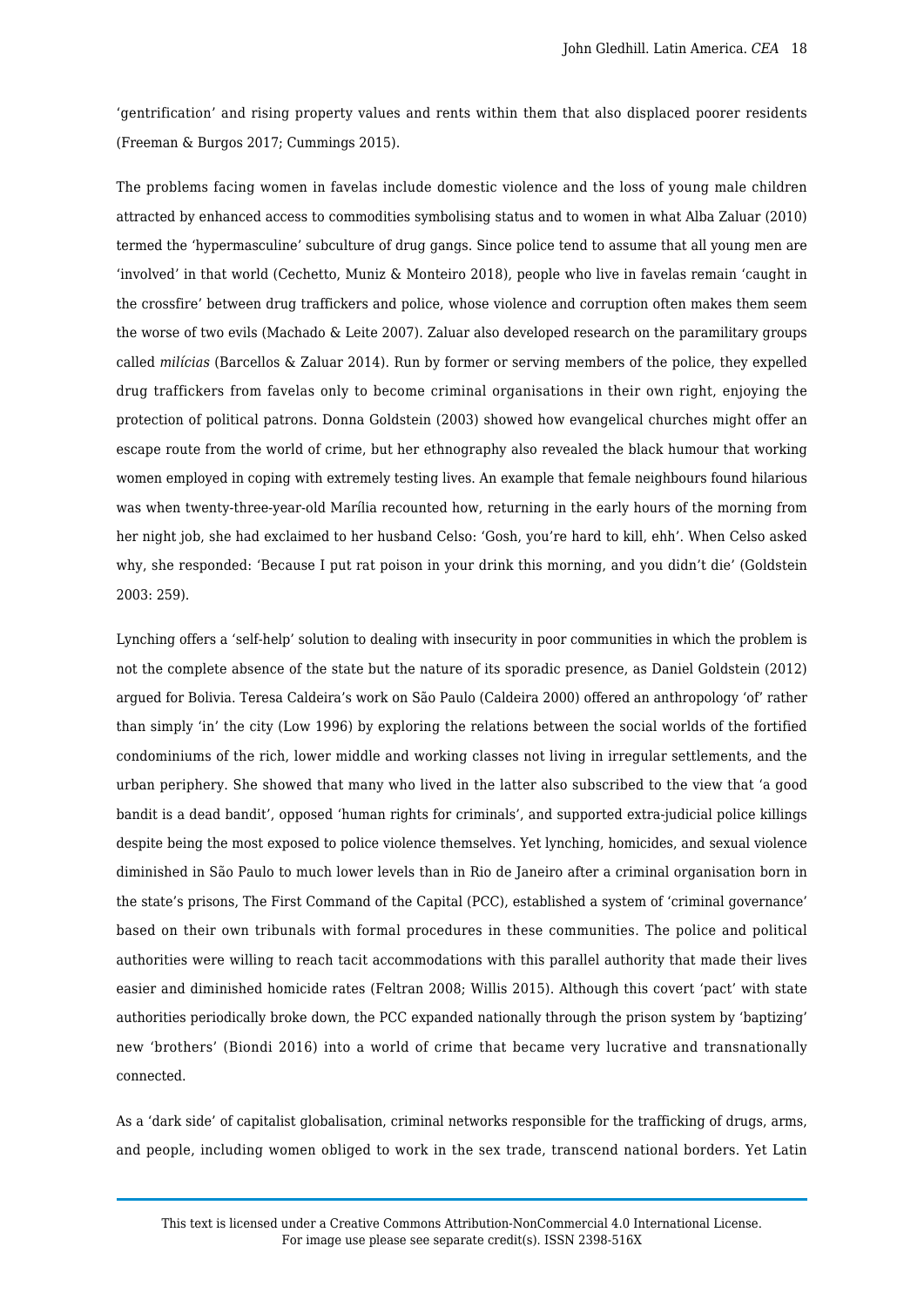'gentrification' and rising property values and rents within them that also displaced poorer residents (Freeman & Burgos 2017; Cummings 2015).

The problems facing women in favelas include domestic violence and the loss of young male children attracted by enhanced access to commodities symbolising status and to women in what Alba Zaluar (2010) termed the 'hypermasculine' subculture of drug gangs. Since police tend to assume that all young men are 'involved' in that world (Cechetto, Muniz & Monteiro 2018), people who live in favelas remain 'caught in the crossfire' between drug traffickers and police, whose violence and corruption often makes them seem the worse of two evils (Machado & Leite 2007). Zaluar also developed research on the paramilitary groups called *milícias* (Barcellos & Zaluar 2014). Run by former or serving members of the police, they expelled drug traffickers from favelas only to become criminal organisations in their own right, enjoying the protection of political patrons. Donna Goldstein (2003) showed how evangelical churches might offer an escape route from the world of crime, but her ethnography also revealed the black humour that working women employed in coping with extremely testing lives. An example that female neighbours found hilarious was when twenty-three-year-old Marília recounted how, returning in the early hours of the morning from her night job, she had exclaimed to her husband Celso: 'Gosh, you're hard to kill, ehh'. When Celso asked why, she responded: 'Because I put rat poison in your drink this morning, and you didn't die' (Goldstein 2003: 259).

Lynching offers a 'self-help' solution to dealing with insecurity in poor communities in which the problem is not the complete absence of the state but the nature of its sporadic presence, as Daniel Goldstein (2012) argued for Bolivia. Teresa Caldeira's work on São Paulo (Caldeira 2000) offered an anthropology 'of' rather than simply 'in' the city (Low 1996) by exploring the relations between the social worlds of the fortified condominiums of the rich, lower middle and working classes not living in irregular settlements, and the urban periphery. She showed that many who lived in the latter also subscribed to the view that 'a good bandit is a dead bandit', opposed 'human rights for criminals', and supported extra-judicial police killings despite being the most exposed to police violence themselves. Yet lynching, homicides, and sexual violence diminished in São Paulo to much lower levels than in Rio de Janeiro after a criminal organisation born in the state's prisons, The First Command of the Capital (PCC), established a system of 'criminal governance' based on their own tribunals with formal procedures in these communities. The police and political authorities were willing to reach tacit accommodations with this parallel authority that made their lives easier and diminished homicide rates (Feltran 2008; Willis 2015). Although this covert 'pact' with state authorities periodically broke down, the PCC expanded nationally through the prison system by 'baptizing' new 'brothers' (Biondi 2016) into a world of crime that became very lucrative and transnationally connected.

As a 'dark side' of capitalist globalisation, criminal networks responsible for the trafficking of drugs, arms, and people, including women obliged to work in the sex trade, transcend national borders. Yet Latin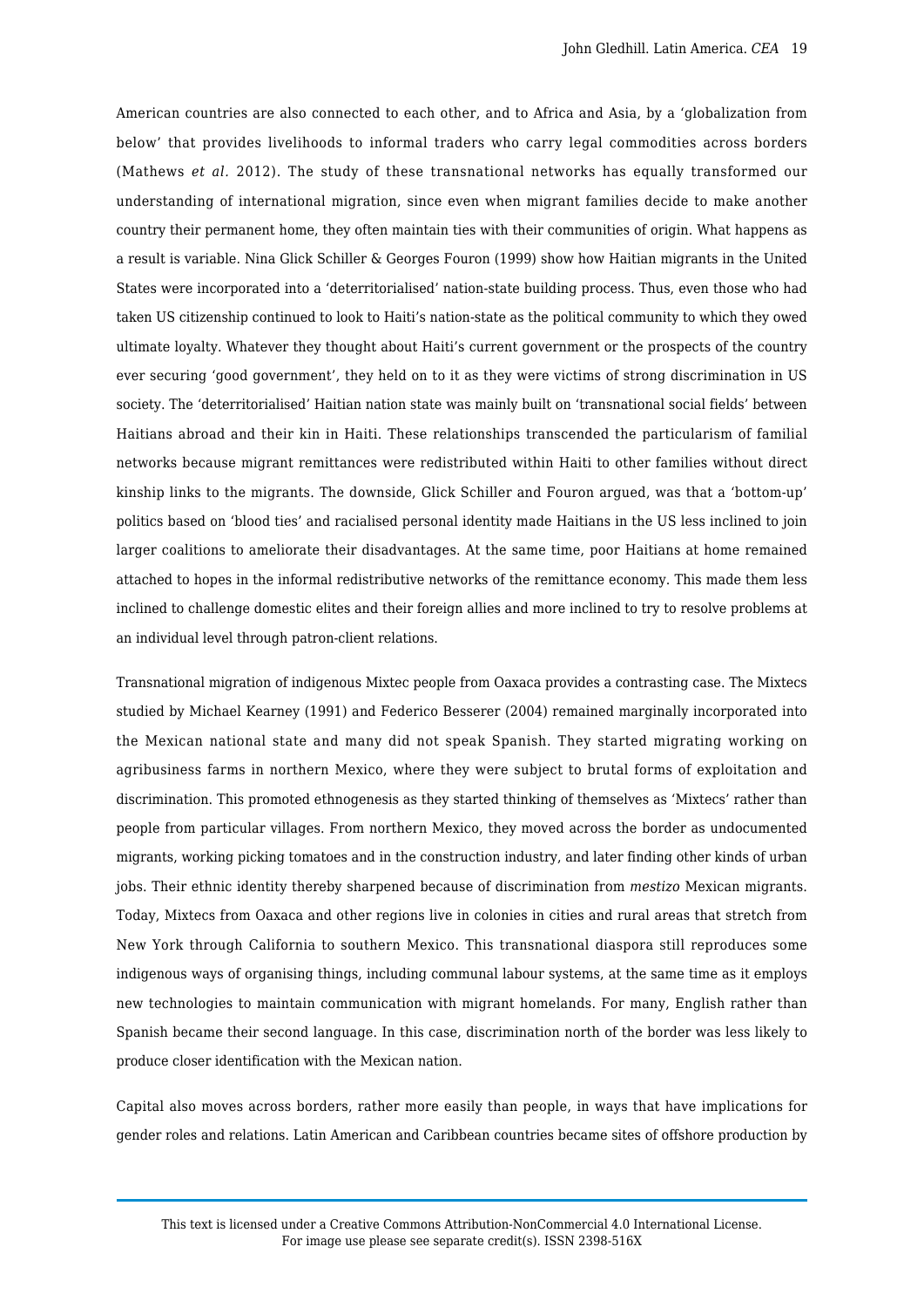American countries are also connected to each other, and to Africa and Asia, by a 'globalization from below' that provides livelihoods to informal traders who carry legal commodities across borders (Mathews *et al.* 2012). The study of these transnational networks has equally transformed our understanding of international migration, since even when migrant families decide to make another country their permanent home, they often maintain ties with their communities of origin. What happens as a result is variable. Nina Glick Schiller & Georges Fouron (1999) show how Haitian migrants in the United States were incorporated into a 'deterritorialised' nation-state building process. Thus, even those who had taken US citizenship continued to look to Haiti's nation-state as the political community to which they owed ultimate loyalty. Whatever they thought about Haiti's current government or the prospects of the country ever securing 'good government', they held on to it as they were victims of strong discrimination in US society. The 'deterritorialised' Haitian nation state was mainly built on 'transnational social fields' between Haitians abroad and their kin in Haiti. These relationships transcended the particularism of familial networks because migrant remittances were redistributed within Haiti to other families without direct kinship links to the migrants. The downside, Glick Schiller and Fouron argued, was that a 'bottom-up' politics based on 'blood ties' and racialised personal identity made Haitians in the US less inclined to join larger coalitions to ameliorate their disadvantages. At the same time, poor Haitians at home remained attached to hopes in the informal redistributive networks of the remittance economy. This made them less inclined to challenge domestic elites and their foreign allies and more inclined to try to resolve problems at an individual level through patron-client relations.

Transnational migration of indigenous Mixtec people from Oaxaca provides a contrasting case. The Mixtecs studied by Michael Kearney (1991) and Federico Besserer (2004) remained marginally incorporated into the Mexican national state and many did not speak Spanish. They started migrating working on agribusiness farms in northern Mexico, where they were subject to brutal forms of exploitation and discrimination. This promoted ethnogenesis as they started thinking of themselves as 'Mixtecs' rather than people from particular villages. From northern Mexico, they moved across the border as undocumented migrants, working picking tomatoes and in the construction industry, and later finding other kinds of urban jobs. Their ethnic identity thereby sharpened because of discrimination from *mestizo* Mexican migrants. Today, Mixtecs from Oaxaca and other regions live in colonies in cities and rural areas that stretch from New York through California to southern Mexico. This transnational diaspora still reproduces some indigenous ways of organising things, including communal labour systems, at the same time as it employs new technologies to maintain communication with migrant homelands. For many, English rather than Spanish became their second language. In this case, discrimination north of the border was less likely to produce closer identification with the Mexican nation.

Capital also moves across borders, rather more easily than people, in ways that have implications for gender roles and relations. Latin American and Caribbean countries became sites of offshore production by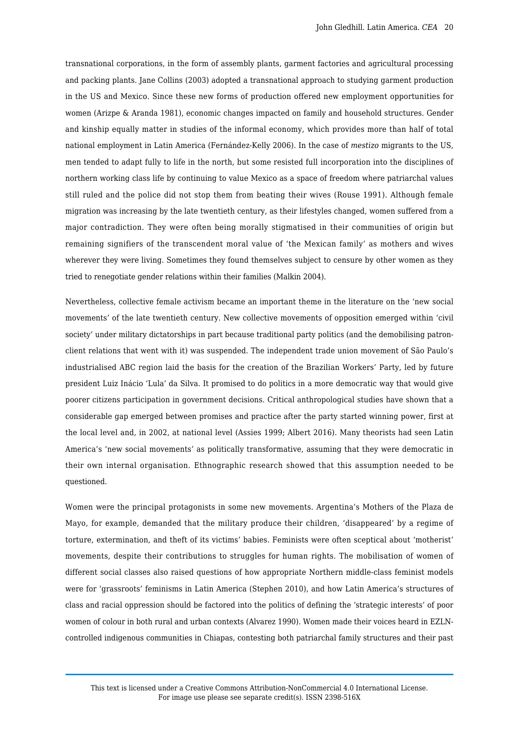transnational corporations, in the form of assembly plants, garment factories and agricultural processing and packing plants. Jane Collins (2003) adopted a transnational approach to studying garment production in the US and Mexico. Since these new forms of production offered new employment opportunities for women (Arizpe & Aranda 1981), economic changes impacted on family and household structures. Gender and kinship equally matter in studies of the informal economy, which provides more than half of total national employment in Latin America (Fernández-Kelly 2006). In the case of *mestizo* migrants to the US, men tended to adapt fully to life in the north, but some resisted full incorporation into the disciplines of northern working class life by continuing to value Mexico as a space of freedom where patriarchal values still ruled and the police did not stop them from beating their wives (Rouse 1991). Although female migration was increasing by the late twentieth century, as their lifestyles changed, women suffered from a major contradiction. They were often being morally stigmatised in their communities of origin but remaining signifiers of the transcendent moral value of 'the Mexican family' as mothers and wives wherever they were living. Sometimes they found themselves subject to censure by other women as they tried to renegotiate gender relations within their families (Malkin 2004).

Nevertheless, collective female activism became an important theme in the literature on the 'new social movements' of the late twentieth century. New collective movements of opposition emerged within 'civil society' under military dictatorships in part because traditional party politics (and the demobilising patron-client relations that went with it) was suspended. The independent trade union movement of São Paulo's industrialised ABC region laid the basis for the creation of the Brazilian Workers' Party, led by future president Luiz Inácio 'Lula' da Silva. It promised to do politics in a more democratic way that would give poorer citizens participation in government decisions. Critical anthropological studies have shown that a considerable gap emerged between promises and practice after the party started winning power, first at the local level and, in 2002, at national level (Assies 1999; Albert 2016). Many theorists had seen Latin America's 'new social movements' as politically transformative, assuming that they were democratic in their own internal organisation. Ethnographic research showed that this assumption needed to be questioned.

Women were the principal protagonists in some new movements. Argentina's Mothers of the Plaza de Mayo, for example, demanded that the military produce their children, 'disappeared' by a regime of torture, extermination, and theft of its victims' babies. Feminists were often sceptical about 'motherist' movements, despite their contributions to struggles for human rights. The mobilisation of women of different social classes also raised questions of how appropriate Northern middle-class feminist models were for 'grassroots' feminisms in Latin America (Stephen 2010), and how Latin America's structures of class and racial oppression should be factored into the politics of defining the 'strategic interests' of poor women of colour in both rural and urban contexts (Alvarez 1990). Women made their voices heard in EZLN-controlled indigenous communities in Chiapas, contesting both patriarchal family structures and their past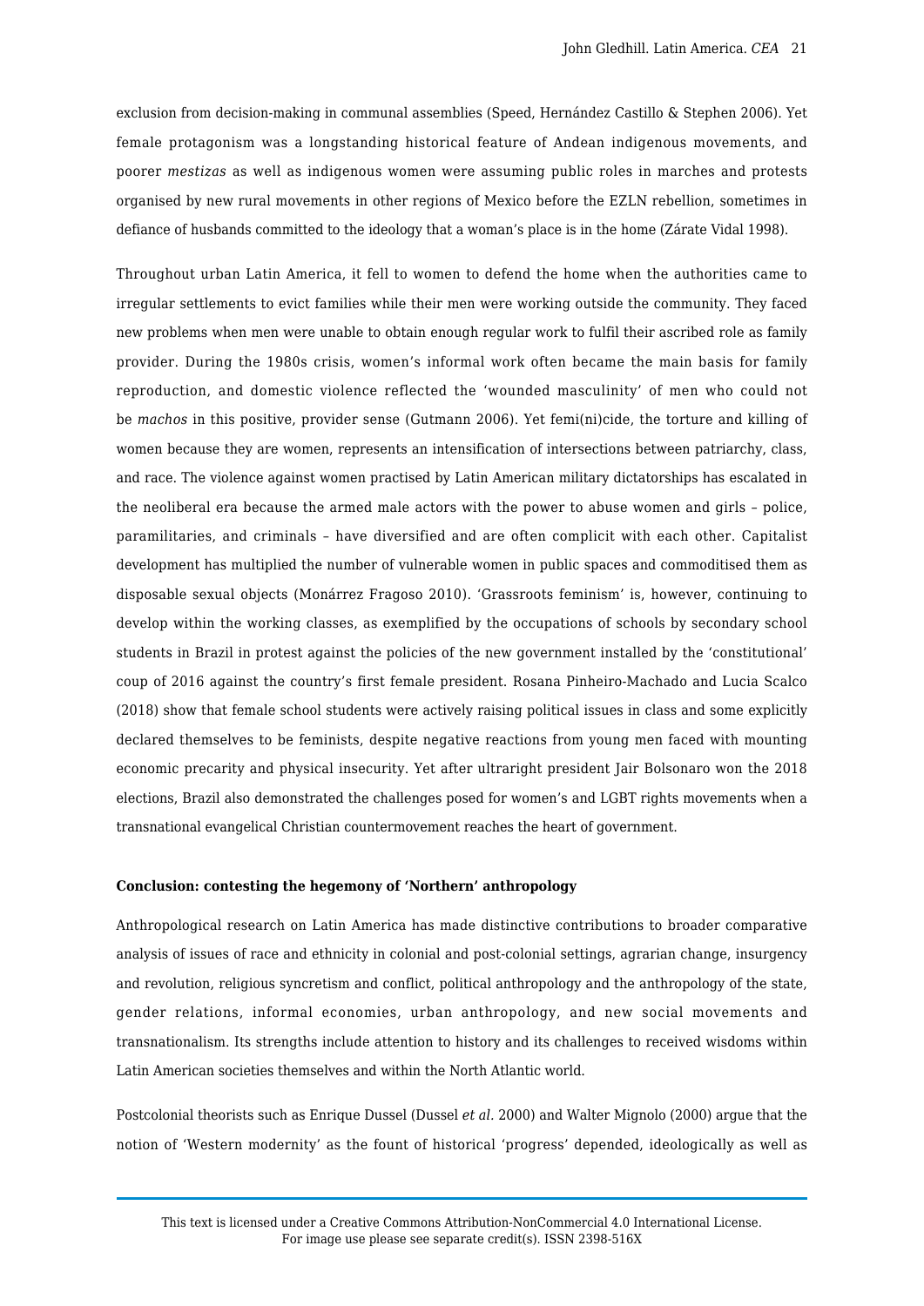exclusion from decision-making in communal assemblies (Speed, Hernández Castillo & Stephen 2006). Yet female protagonism was a longstanding historical feature of Andean indigenous movements, and poorer *mestizas* as well as indigenous women were assuming public roles in marches and protests organised by new rural movements in other regions of Mexico before the EZLN rebellion, sometimes in defiance of husbands committed to the ideology that a woman's place is in the home (Zárate Vidal 1998).

Throughout urban Latin America, it fell to women to defend the home when the authorities came to irregular settlements to evict families while their men were working outside the community. They faced new problems when men were unable to obtain enough regular work to fulfil their ascribed role as family provider. During the 1980s crisis, women's informal work often became the main basis for family reproduction, and domestic violence reflected the 'wounded masculinity' of men who could not be *machos* in this positive, provider sense (Gutmann 2006). Yet femi(ni)cide, the torture and killing of women because they are women, represents an intensification of intersections between patriarchy, class, and race. The violence against women practised by Latin American military dictatorships has escalated in the neoliberal era because the armed male actors with the power to abuse women and girls – police, paramilitaries, and criminals – have diversified and are often complicit with each other. Capitalist development has multiplied the number of vulnerable women in public spaces and commoditised them as disposable sexual objects (Monárrez Fragoso 2010). 'Grassroots feminism' is, however, continuing to develop within the working classes, as exemplified by the occupations of schools by secondary school students in Brazil in protest against the policies of the new government installed by the 'constitutional' coup of 2016 against the country's first female president. Rosana Pinheiro-Machado and Lucia Scalco (2018) show that female school students were actively raising political issues in class and some explicitly declared themselves to be feminists, despite negative reactions from young men faced with mounting economic precarity and physical insecurity. Yet after ultraright president Jair Bolsonaro won the 2018 elections, Brazil also demonstrated the challenges posed for women's and LGBT rights movements when a transnational evangelical Christian countermovement reaches the heart of government.

## Conclusion: contesting the hegemony of 'Northern' anthropology

Anthropological research on Latin America has made distinctive contributions to broader comparative analysis of issues of race and ethnicity in colonial and post-colonial settings, agrarian change, insurgency and revolution, religious syncretism and conflict, political anthropology and the anthropology of the state, gender relations, informal economies, urban anthropology, and new social movements and transnationalism. Its strengths include attention to history and its challenges to received wisdoms within Latin American societies themselves and within the North Atlantic world.

Postcolonial theorists such as Enrique Dussel (Dussel *et al.* 2000) and Walter Mignolo (2000) argue that the notion of 'Western modernity' as the fount of historical 'progress' depended, ideologically as well as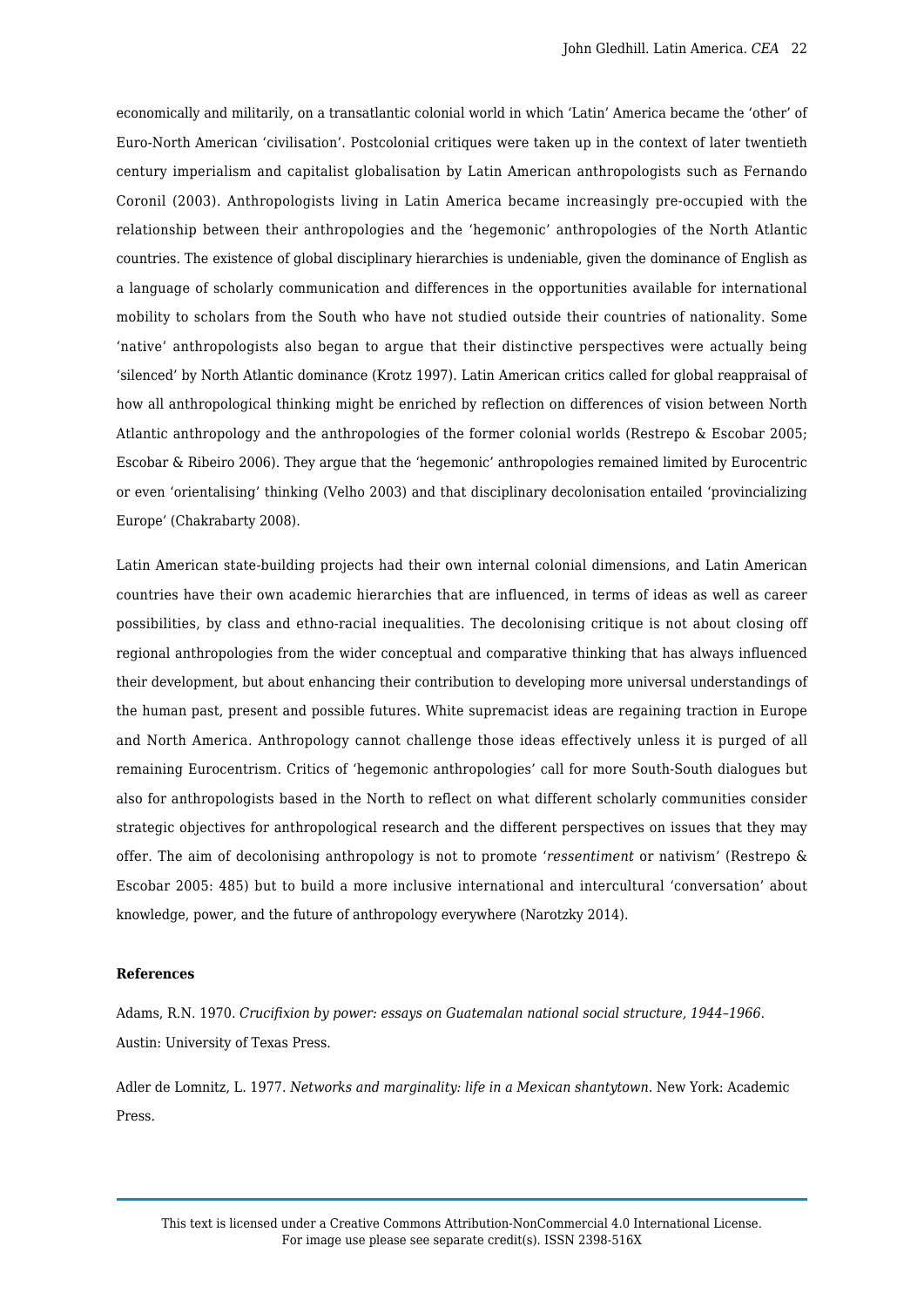economically and militarily, on a transatlantic colonial world in which 'Latin' America became the 'other' of Euro-North American 'civilisation'. Postcolonial critiques were taken up in the context of later twentieth century imperialism and capitalist globalisation by Latin American anthropologists such as Fernando Coronil (2003). Anthropologists living in Latin America became increasingly pre-occupied with the relationship between their anthropologies and the 'hegemonic' anthropologies of the North Atlantic countries. The existence of global disciplinary hierarchies is undeniable, given the dominance of English as a language of scholarly communication and differences in the opportunities available for international mobility to scholars from the South who have not studied outside their countries of nationality. Some 'native' anthropologists also began to argue that their distinctive perspectives were actually being 'silenced' by North Atlantic dominance (Krotz 1997). Latin American critics called for global reappraisal of how all anthropological thinking might be enriched by reflection on differences of vision between North Atlantic anthropology and the anthropologies of the former colonial worlds (Restrepo & Escobar 2005; Escobar & Ribeiro 2006). They argue that the 'hegemonic' anthropologies remained limited by Eurocentric or even 'orientalising' thinking (Velho 2003) and that disciplinary decolonisation entailed 'provincializing Europe' (Chakrabarty 2008).

Latin American state-building projects had their own internal colonial dimensions, and Latin American countries have their own academic hierarchies that are influenced, in terms of ideas as well as career possibilities, by class and ethno-racial inequalities. The decolonising critique is not about closing off regional anthropologies from the wider conceptual and comparative thinking that has always influenced their development, but about enhancing their contribution to developing more universal understandings of the human past, present and possible futures. White supremacist ideas are regaining traction in Europe and North America. Anthropology cannot challenge those ideas effectively unless it is purged of all remaining Eurocentrism. Critics of 'hegemonic anthropologies' call for more South-South dialogues but also for anthropologists based in the North to reflect on what different scholarly communities consider strategic objectives for anthropological research and the different perspectives on issues that they may offer. The aim of decolonising anthropology is not to promote '*ressentiment* or nativism' (Restrepo & Escobar 2005: 485) but to build a more inclusive international and intercultural 'conversation' about knowledge, power, and the future of anthropology everywhere (Narotzky 2014).

**References**

Adams, R.N. 1970. *Crucifixion by power: essays on Guatemalan national social structure, 1944–1966*. Austin: University of Texas Press.

Adler de Lomnitz, L. 1977. *Networks and marginality: life in a Mexican shantytown*. New York: Academic Press.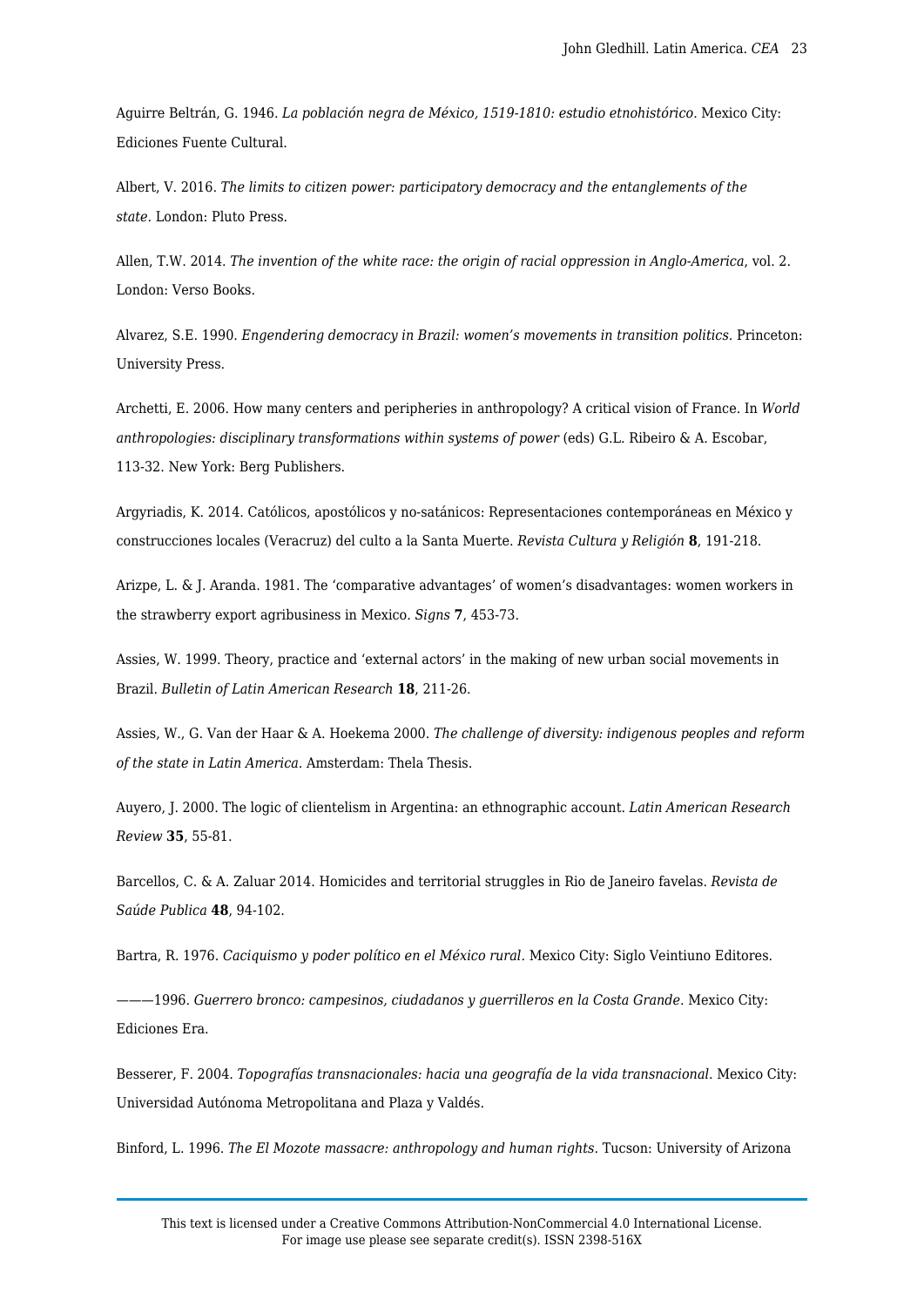Aguirre Beltrán, G. 1946. *La población negra de México, 1519-1810: estudio etnohistórico*. Mexico City: Ediciones Fuente Cultural.

Albert, V. 2016. *The limits to citizen power: participatory democracy and the entanglements of the state*. London: Pluto Press.

Allen, T.W. 2014. *The invention of the white race: the origin of racial oppression in Anglo-America*, vol. 2. London: Verso Books.

Alvarez, S.E. 1990. *Engendering democracy in Brazil: women's movements in transition politics*. Princeton: University Press.

Archetti, E. 2006. How many centers and peripheries in anthropology? A critical vision of France. In *World anthropologies: disciplinary transformations within systems of power* (eds) G.L. Ribeiro & A. Escobar, 113-32. New York: Berg Publishers.

Argyriadis, K. 2014. Católicos, apostólicos y no-satánicos: Representaciones contemporáneas en México y construcciones locales (Veracruz) del culto a la Santa Muerte. *Revista Cultura y Religión* **8**, 191-218.

Arizpe, L. & J. Aranda. 1981. The 'comparative advantages' of women's disadvantages: women workers in the strawberry export agribusiness in Mexico. *Signs* **7**, 453-73.

Assies, W. 1999. Theory, practice and 'external actors' in the making of new urban social movements in Brazil. *Bulletin of Latin American Research* **18**, 211-26.

Assies, W., G. Van der Haar & A. Hoekema 2000. *The challenge of diversity: indigenous peoples and reform of the state in Latin America*. Amsterdam: Thela Thesis.

Auyero, J. 2000. The logic of clientelism in Argentina: an ethnographic account. *Latin American Research Review* **35**, 55-81.

Barcellos, C. & A. Zaluar 2014. Homicides and territorial struggles in Rio de Janeiro favelas. *Revista de Saúde Publica* **48**, 94-102.

Bartra, R. 1976. *Caciquismo y poder político en el México rural*. Mexico City: Siglo Veintiuno Editores.

———1996. *Guerrero bronco: campesinos, ciudadanos y guerrilleros en la Costa Grande*. Mexico City: Ediciones Era.

Besserer, F. 2004. *Topografías transnacionales: hacia una geografía de la vida transnacional*. Mexico City: Universidad Autónoma Metropolitana and Plaza y Valdés.

Binford, L. 1996. *The El Mozote massacre: anthropology and human rights*. Tucson: University of Arizona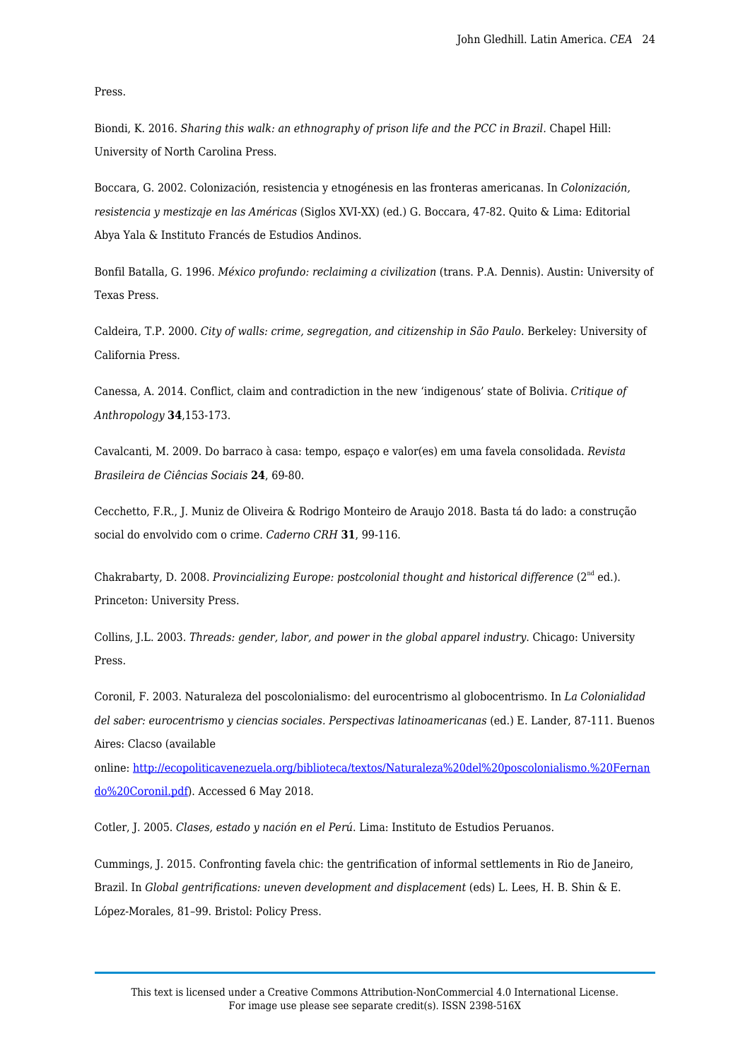Press.

Biondi, K. 2016. *Sharing this walk: an ethnography of prison life and the PCC in Brazil*. Chapel Hill: University of North Carolina Press.

Boccara, G. 2002. Colonización, resistencia y etnogénesis en las fronteras americanas. In *Colonización, resistencia y mestizaje en las Américas* (Siglos XVI-XX) (ed.) G. Boccara, 47-82. Quito & Lima: Editorial Abya Yala & Instituto Francés de Estudios Andinos.

Bonfil Batalla, G. 1996. *México profundo: reclaiming a civilization* (trans. P.A. Dennis). Austin: University of Texas Press.

Caldeira, T.P. 2000. *City of walls: crime, segregation, and citizenship in São Paulo*. Berkeley: University of California Press.

Canessa, A. 2014. Conflict, claim and contradiction in the new 'indigenous' state of Bolivia. *Critique of Anthropology* **34**,153-173.

Cavalcanti, M. 2009. Do barraco à casa: tempo, espaço e valor(es) em uma favela consolidada. *Revista Brasileira de Ciências Sociais* **24**, 69-80.

Cecchetto, F.R., J. Muniz de Oliveira & Rodrigo Monteiro de Araujo 2018. Basta tá do lado: a construção social do envolvido com o crime. *Caderno CRH* **31**, 99-116.

Chakrabarty, D. 2008. *Provincializing Europe: postcolonial thought and historical difference* (2nd ed.). Princeton: University Press.

Collins, J.L. 2003. *Threads: gender, labor, and power in the global apparel industry*. Chicago: University Press.

Coronil, F. 2003. Naturaleza del poscolonialismo: del eurocentrismo al globocentrismo. In *La Colonialidad del saber: eurocentrismo y ciencias sociales. Perspectivas latinoamericanas* (ed.) E. Lander, 87-111. Buenos Aires: Clacso (available online: http://ecopoliticavenezuela.org/biblioteca/textos/Naturaleza%20del%20poscolonialismo.%20Fernando%20Coronil.pdf). Accessed 6 May 2018.

Cotler, J. 2005. *Clases, estado y nación en el Perú*. Lima: Instituto de Estudios Peruanos.

Cummings, J. 2015. Confronting favela chic: the gentrification of informal settlements in Rio de Janeiro, Brazil. In *Global gentrifications: uneven development and displacement* (eds) L. Lees, H. B. Shin & E. López-Morales, 81–99. Bristol: Policy Press.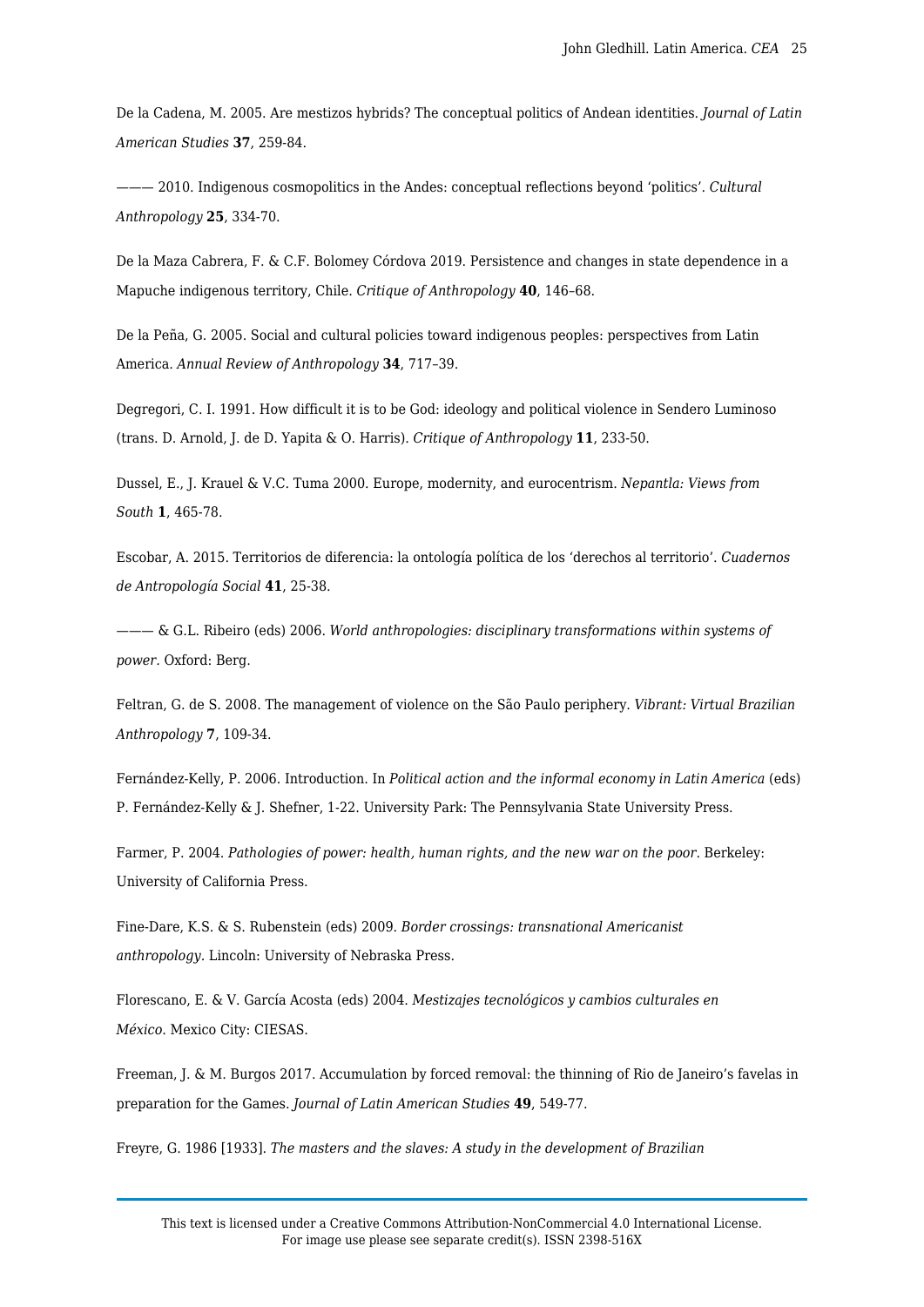De la Cadena, M. 2005. Are mestizos hybrids? The conceptual politics of Andean identities. *Journal of Latin American Studies* **37**, 259-84.

——— 2010. Indigenous cosmopolitics in the Andes: conceptual reflections beyond 'politics'. *Cultural Anthropology* **25**, 334-70.

De la Maza Cabrera, F. & C.F. Bolomey Córdova 2019. Persistence and changes in state dependence in a Mapuche indigenous territory, Chile. *Critique of Anthropology* **40**, 146–68.

De la Peña, G. 2005. Social and cultural policies toward indigenous peoples: perspectives from Latin America. *Annual Review of Anthropology* **34**, 717–39.

Degregori, C. I. 1991. How difficult it is to be God: ideology and political violence in Sendero Luminoso (trans. D. Arnold, J. de D. Yapita & O. Harris). *Critique of Anthropology* **11**, 233-50.

Dussel, E., J. Krauel & V.C. Tuma 2000. Europe, modernity, and eurocentrism. *Nepantla: Views from South* **1**, 465-78.

Escobar, A. 2015. Territorios de diferencia: la ontología política de los 'derechos al territorio'. *Cuadernos de Antropología Social* **41**, 25-38.

——— & G.L. Ribeiro (eds) 2006. *World anthropologies: disciplinary transformations within systems of power.* Oxford: Berg.

Feltran, G. de S. 2008. The management of violence on the São Paulo periphery. *Vibrant: Virtual Brazilian Anthropology* **7**, 109-34.

Fernández-Kelly, P. 2006. Introduction. In *Political action and the informal economy in Latin America* (eds) P. Fernández-Kelly & J. Shefner, 1-22. University Park: The Pennsylvania State University Press.

Farmer, P. 2004. *Pathologies of power: health, human rights, and the new war on the poor*. Berkeley: University of California Press.

Fine-Dare, K.S. & S. Rubenstein (eds) 2009. *Border crossings: transnational Americanist anthropology.* Lincoln: University of Nebraska Press.

Florescano, E. & V. García Acosta (eds) 2004. *Mestizajes tecnológicos y cambios culturales en México.* Mexico City: CIESAS.

Freeman, J. & M. Burgos 2017. Accumulation by forced removal: the thinning of Rio de Janeiro's favelas in preparation for the Games. *Journal of Latin American Studies* **49**, 549-77.

Freyre, G. 1986 [1933]. *The masters and the slaves: A study in the development of Brazilian*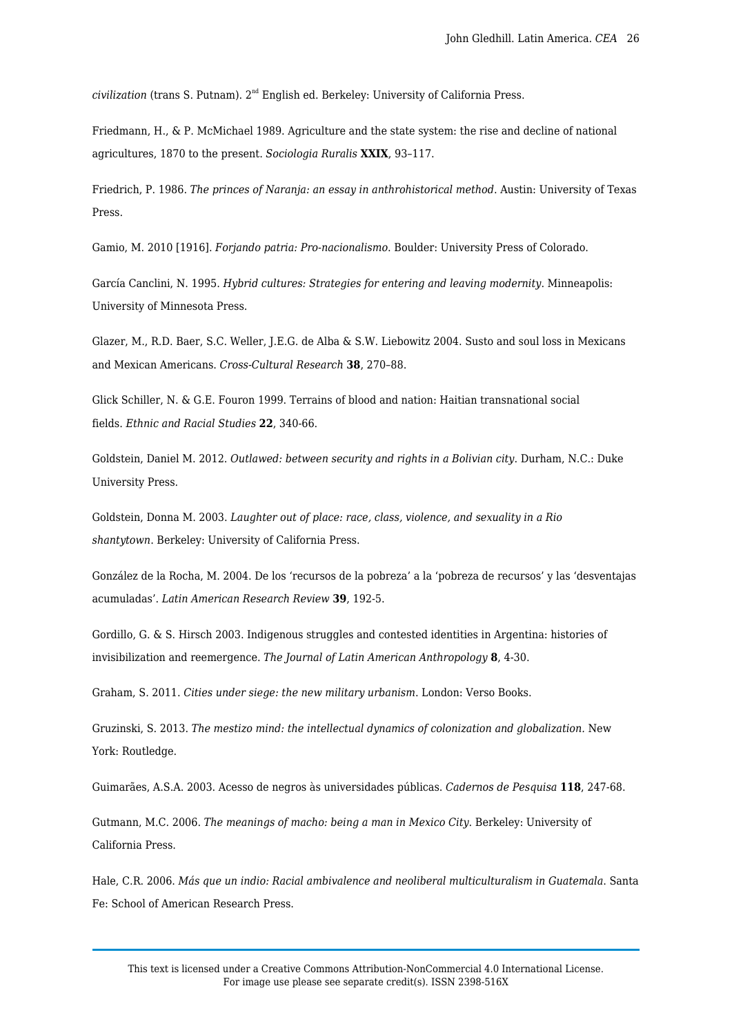*civilization* (trans S. Putnam). 2[nd] English ed. Berkeley: University of California Press.

Friedmann, H., & P. McMichael 1989. Agriculture and the state system: the rise and decline of national agricultures, 1870 to the present. *Sociologia Ruralis* **XXIX**, 93–117.

Friedrich, P. 1986. *The princes of Naranja: an essay in anthrohistorical method*. Austin: University of Texas Press.

Gamio, M. 2010 [1916]. *Forjando patria: Pro-nacionalismo*. Boulder: University Press of Colorado.

García Canclini, N. 1995. *Hybrid cultures: Strategies for entering and leaving modernity*. Minneapolis: University of Minnesota Press.

Glazer, M., R.D. Baer, S.C. Weller, J.E.G. de Alba & S.W. Liebowitz 2004. Susto and soul loss in Mexicans and Mexican Americans. *Cross-Cultural Research* **38**, 270–88.

Glick Schiller, N. & G.E. Fouron 1999. Terrains of blood and nation: Haitian transnational social fields. *Ethnic and Racial Studies* **22**, 340-66.

Goldstein, Daniel M. 2012. *Outlawed: between security and rights in a Bolivian city*. Durham, N.C.: Duke University Press.

Goldstein, Donna M. 2003. *Laughter out of place: race, class, violence, and sexuality in a Rio shantytown*. Berkeley: University of California Press.

González de la Rocha, M. 2004. De los 'recursos de la pobreza' a la 'pobreza de recursos' y las 'desventajas acumuladas'. *Latin American Research Review* **39**, 192-5.

Gordillo, G. & S. Hirsch 2003. Indigenous struggles and contested identities in Argentina: histories of invisibilization and reemergence. *The Journal of Latin American Anthropology* **8**, 4-30.

Graham, S. 2011. *Cities under siege: the new military urbanism*. London: Verso Books.

Gruzinski, S. 2013. *The mestizo mind: the intellectual dynamics of colonization and globalization*. New York: Routledge.

Guimarães, A.S.A. 2003. Acesso de negros às universidades públicas. *Cadernos de Pesquisa* **118**, 247-68.

Gutmann, M.C. 2006. *The meanings of macho: being a man in Mexico City*. Berkeley: University of California Press.

Hale, C.R. 2006. *Más que un indio: Racial ambivalence and neoliberal multiculturalism in Guatemala*. Santa Fe: School of American Research Press.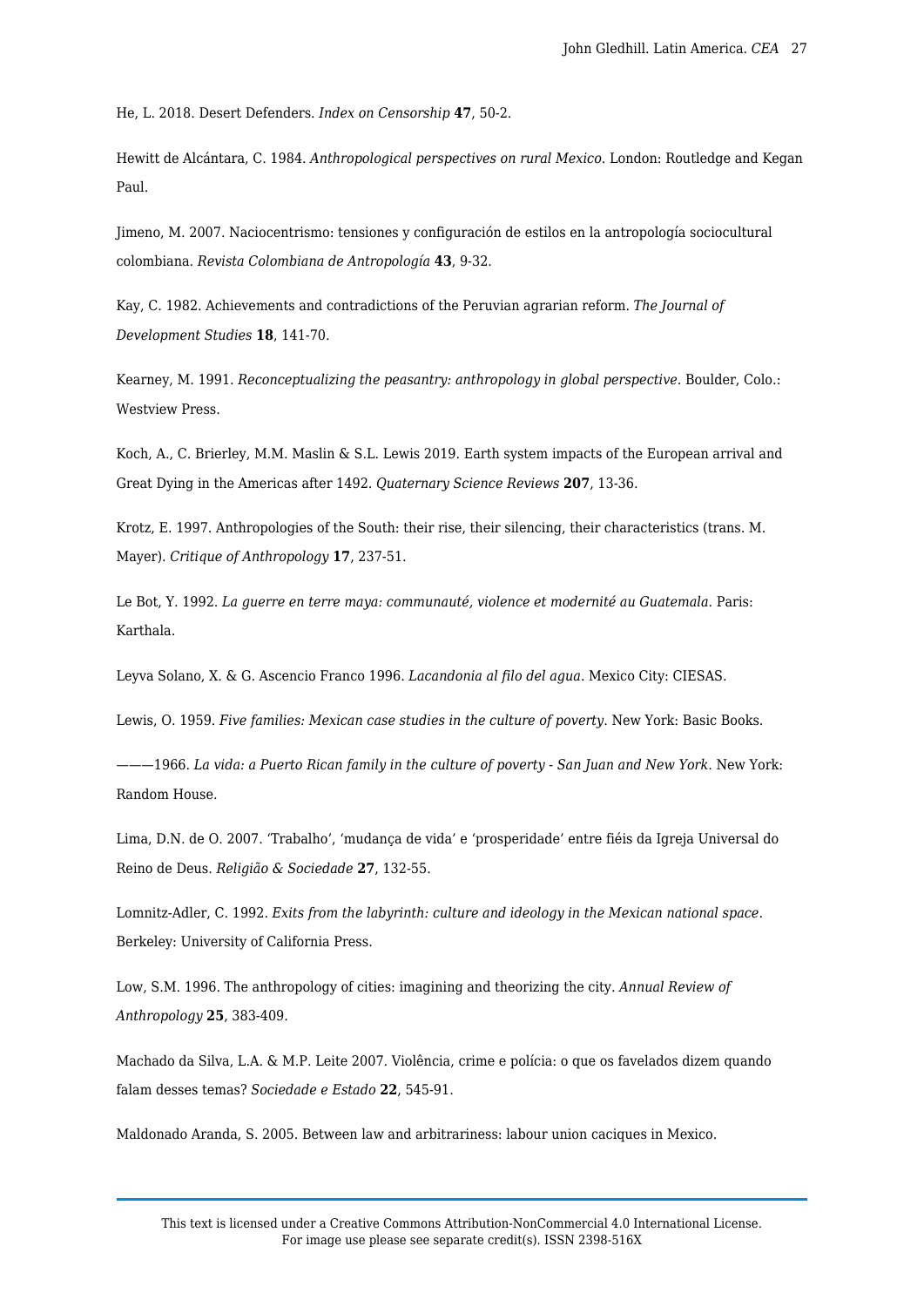He, L. 2018. Desert Defenders. *Index on Censorship* **47**, 50-2.

Hewitt de Alcántara, C. 1984. *Anthropological perspectives on rural Mexico*. London: Routledge and Kegan Paul.

Jimeno, M. 2007. Naciocentrismo: tensiones y configuración de estilos en la antropología sociocultural colombiana. *Revista Colombiana de Antropología* **43**, 9-32.

Kay, C. 1982. Achievements and contradictions of the Peruvian agrarian reform. *The Journal of Development Studies* **18**, 141-70.

Kearney, M. 1991. *Reconceptualizing the peasantry: anthropology in global perspective*. Boulder, Colo.: Westview Press.

Koch, A., C. Brierley, M.M. Maslin & S.L. Lewis 2019. Earth system impacts of the European arrival and Great Dying in the Americas after 1492. *Quaternary Science Reviews* **207**, 13-36.

Krotz, E. 1997. Anthropologies of the South: their rise, their silencing, their characteristics (trans. M. Mayer). *Critique of Anthropology* **17**, 237-51.

Le Bot, Y. 1992. *La guerre en terre maya: communauté, violence et modernité au Guatemala*. Paris: Karthala.

Leyva Solano, X. & G. Ascencio Franco 1996. *Lacandonia al filo del agua*. Mexico City: CIESAS.

Lewis, O. 1959. *Five families: Mexican case studies in the culture of poverty*. New York: Basic Books.

———1966. *La vida: a Puerto Rican family in the culture of poverty - San Juan and New York*. New York: Random House.

Lima, D.N. de O. 2007. 'Trabalho', 'mudança de vida' e 'prosperidade' entre fiéis da Igreja Universal do Reino de Deus. *Religião & Sociedade* **27**, 132-55.

Lomnitz-Adler, C. 1992. *Exits from the labyrinth: culture and ideology in the Mexican national space*. Berkeley: University of California Press.

Low, S.M. 1996. The anthropology of cities: imagining and theorizing the city. *Annual Review of Anthropology* **25**, 383-409.

Machado da Silva, L.A. & M.P. Leite 2007. Violência, crime e polícia: o que os favelados dizem quando falam desses temas? *Sociedade e Estado* **22**, 545-91.

Maldonado Aranda, S. 2005. Between law and arbitrariness: labour union caciques in Mexico.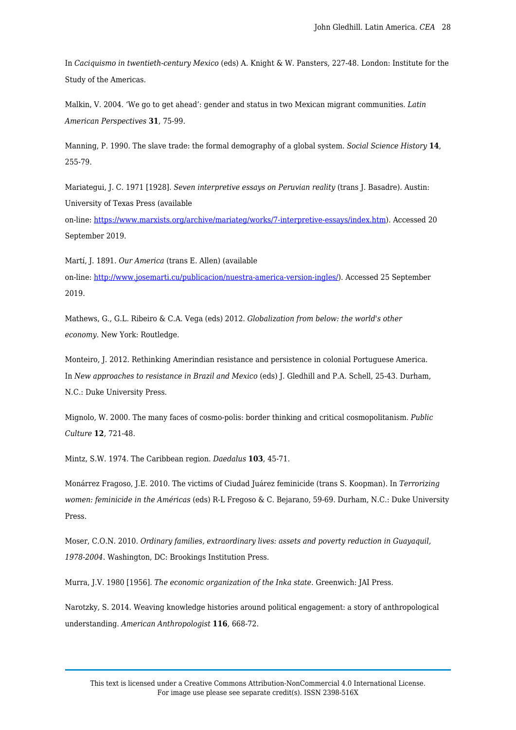In *Caciquismo in twentieth-century Mexico* (eds) A. Knight & W. Pansters, 227-48. London: Institute for the Study of the Americas.

Malkin, V. 2004. 'We go to get ahead': gender and status in two Mexican migrant communities. *Latin American Perspectives* **31**, 75-99.

Manning, P. 1990. The slave trade: the formal demography of a global system. *Social Science History* **14**, 255-79.

Mariategui, J. C. 1971 [1928]. *Seven interpretive essays on Peruvian reality* (trans J. Basadre). Austin: University of Texas Press (available on-line: https://www.marxists.org/archive/mariateg/works/7-interpretive-essays/index.htm). Accessed 20 September 2019.

Martí, J. 1891. *Our America* (trans E. Allen) (available on-line: http://www.josemarti.cu/publicacion/nuestra-america-version-ingles/). Accessed 25 September 2019.

Mathews, G., G.L. Ribeiro & C.A. Vega (eds) 2012. *Globalization from below: the world's other economy*. New York: Routledge.

Monteiro, J. 2012. Rethinking Amerindian resistance and persistence in colonial Portuguese America. In *New approaches to resistance in Brazil and Mexico* (eds) J. Gledhill and P.A. Schell, 25-43. Durham, N.C.: Duke University Press.

Mignolo, W. 2000. The many faces of cosmo-polis: border thinking and critical cosmopolitanism. *Public Culture* **12**, 721-48.

Mintz, S.W. 1974. The Caribbean region. *Daedalus* **103**, 45-71.

Monárrez Fragoso, J.E. 2010. The victims of Ciudad Juárez feminicide (trans S. Koopman). In *Terrorizing women: feminicide in the Américas* (eds) R-L Fregoso & C. Bejarano, 59-69. Durham, N.C.: Duke University Press.

Moser, C.O.N. 2010. *Ordinary families, extraordinary lives: assets and poverty reduction in Guayaquil, 1978-2004*. Washington, DC: Brookings Institution Press.

Murra, J.V. 1980 [1956]. *The economic organization of the Inka state*. Greenwich: JAI Press.

Narotzky, S. 2014. Weaving knowledge histories around political engagement: a story of anthropological understanding. *American Anthropologist* **116**, 668-72.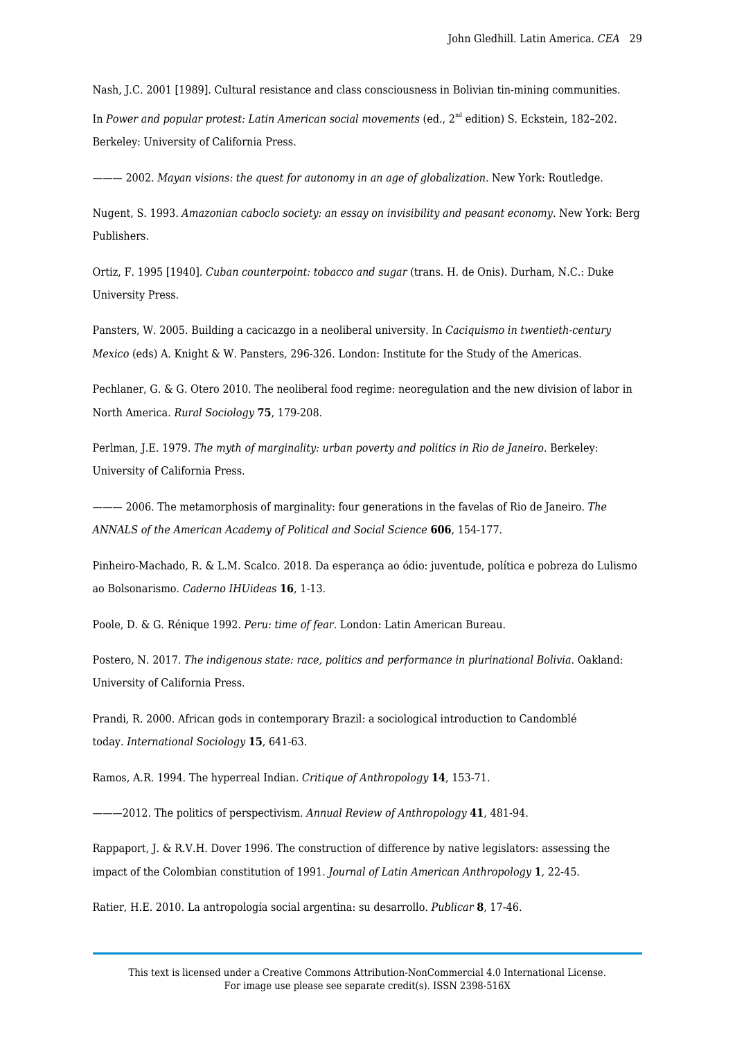Nash, J.C. 2001 [1989]. Cultural resistance and class consciousness in Bolivian tin-mining communities. In *Power and popular protest: Latin American social movements* (ed., 2nd edition) S. Eckstein, 182–202. Berkeley: University of California Press.

——— 2002. *Mayan visions: the quest for autonomy in an age of globalization*. New York: Routledge.

Nugent, S. 1993. *Amazonian caboclo society: an essay on invisibility and peasant economy*. New York: Berg Publishers.

Ortiz, F. 1995 [1940]. *Cuban counterpoint: tobacco and sugar* (trans. H. de Onis). Durham, N.C.: Duke University Press.

Pansters, W. 2005. Building a cacicazgo in a neoliberal university. In *Caciquismo in twentieth-century Mexico* (eds) A. Knight & W. Pansters, 296-326. London: Institute for the Study of the Americas.

Pechlaner, G. & G. Otero 2010. The neoliberal food regime: neoregulation and the new division of labor in North America. *Rural Sociology* **75**, 179-208.

Perlman, J.E. 1979. *The myth of marginality: urban poverty and politics in Rio de Janeiro*. Berkeley: University of California Press.

——— 2006. The metamorphosis of marginality: four generations in the favelas of Rio de Janeiro. *The ANNALS of the American Academy of Political and Social Science* **606**, 154-177.

Pinheiro-Machado, R. & L.M. Scalco. 2018. Da esperança ao ódio: juventude, política e pobreza do Lulismo ao Bolsonarismo. *Caderno IHUideas* **16**, 1-13.

Poole, D. & G. Rénique 1992. *Peru: time of fear*. London: Latin American Bureau.

Postero, N. 2017. *The indigenous state: race, politics and performance in plurinational Bolivia*. Oakland: University of California Press.

Prandi, R. 2000. African gods in contemporary Brazil: a sociological introduction to Candomblé today. *International Sociology* **15**, 641-63.

Ramos, A.R. 1994. The hyperreal Indian. *Critique of Anthropology* **14**, 153-71.

———2012. The politics of perspectivism. *Annual Review of Anthropology* **41**, 481-94.

Rappaport, J. & R.V.H. Dover 1996. The construction of difference by native legislators: assessing the impact of the Colombian constitution of 1991. *Journal of Latin American Anthropology* **1**, 22-45.

Ratier, H.E. 2010. La antropología social argentina: su desarrollo. *Publicar* **8**, 17-46.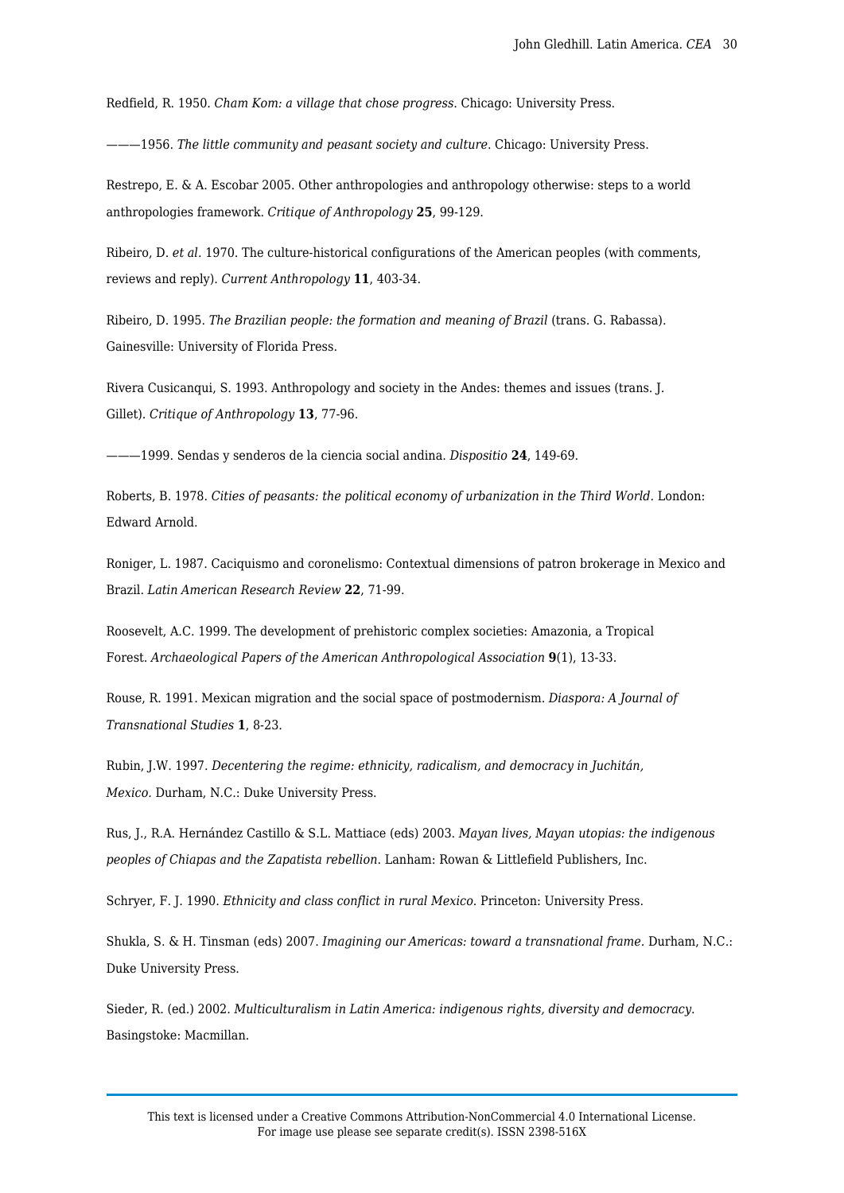Redfield, R. 1950. *Cham Kom: a village that chose progress*. Chicago: University Press.

———1956. *The little community and peasant society and culture*. Chicago: University Press.

Restrepo, E. & A. Escobar 2005. Other anthropologies and anthropology otherwise: steps to a world anthropologies framework. *Critique of Anthropology* **25**, 99-129.

Ribeiro, D. *et al.* 1970. The culture-historical configurations of the American peoples (with comments, reviews and reply). *Current Anthropology* **11**, 403-34.

Ribeiro, D. 1995. *The Brazilian people: the formation and meaning of Brazil* (trans. G. Rabassa). Gainesville: University of Florida Press.

Rivera Cusicanqui, S. 1993. Anthropology and society in the Andes: themes and issues (trans. J. Gillet). *Critique of Anthropology* **13**, 77-96.

———1999. Sendas y senderos de la ciencia social andina. *Dispositio* **24**, 149-69.

Roberts, B. 1978. *Cities of peasants: the political economy of urbanization in the Third World*. London: Edward Arnold.

Roniger, L. 1987. Caciquismo and coronelismo: Contextual dimensions of patron brokerage in Mexico and Brazil. *Latin American Research Review* **22**, 71-99.

Roosevelt, A.C. 1999. The development of prehistoric complex societies: Amazonia, a Tropical Forest. *Archaeological Papers of the American Anthropological Association* **9**(1), 13-33.

Rouse, R. 1991. Mexican migration and the social space of postmodernism. *Diaspora: A Journal of Transnational Studies* **1**, 8-23.

Rubin, J.W. 1997. *Decentering the regime: ethnicity, radicalism, and democracy in Juchitán, Mexico*. Durham, N.C.: Duke University Press.

Rus, J., R.A. Hernández Castillo & S.L. Mattiace (eds) 2003. *Mayan lives, Mayan utopias: the indigenous peoples of Chiapas and the Zapatista rebellion*. Lanham: Rowan & Littlefield Publishers, Inc.

Schryer, F. J. 1990. *Ethnicity and class conflict in rural Mexico*. Princeton: University Press.

Shukla, S. & H. Tinsman (eds) 2007. *Imagining our Americas: toward a transnational frame*. Durham, N.C.: Duke University Press.

Sieder, R. (ed.) 2002. *Multiculturalism in Latin America: indigenous rights, diversity and democracy*. Basingstoke: Macmillan.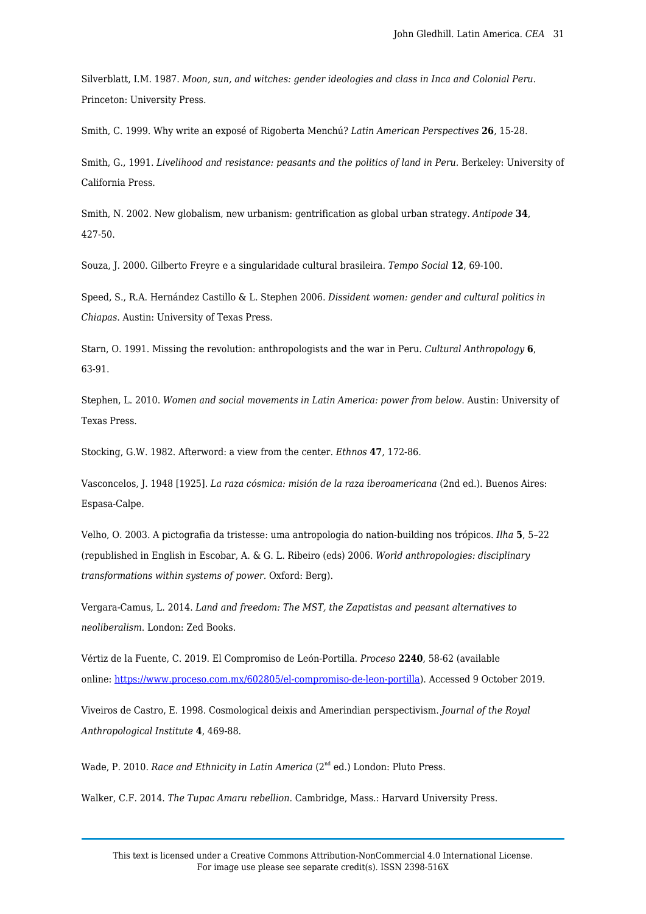Silverblatt, I.M. 1987. *Moon, sun, and witches: gender ideologies and class in Inca and Colonial Peru*. Princeton: University Press.

Smith, C. 1999. Why write an exposé of Rigoberta Menchú? *Latin American Perspectives* **26**, 15-28.

Smith, G., 1991. *Livelihood and resistance: peasants and the politics of land in Peru.* Berkeley: University of California Press.

Smith, N. 2002. New globalism, new urbanism: gentrification as global urban strategy. *Antipode* **34**, 427-50.

Souza, J. 2000. Gilberto Freyre e a singularidade cultural brasileira. *Tempo Social* **12**, 69-100.

Speed, S., R.A. Hernández Castillo & L. Stephen 2006. *Dissident women: gender and cultural politics in Chiapas*. Austin: University of Texas Press.

Starn, O. 1991. Missing the revolution: anthropologists and the war in Peru. *Cultural Anthropology* **6**, 63-91.

Stephen, L. 2010. *Women and social movements in Latin America: power from below*. Austin: University of Texas Press.

Stocking, G.W. 1982. Afterword: a view from the center. *Ethnos* **47**, 172-86.

Vasconcelos, J. 1948 [1925]. *La raza cósmica: misión de la raza iberoamericana* (2nd ed.). Buenos Aires: Espasa-Calpe.

Velho, O. 2003. A pictografia da tristesse: uma antropologia do nation-building nos trópicos. *Ilha* **5**, 5–22 (republished in English in Escobar, A. & G. L. Ribeiro (eds) 2006. *World anthropologies: disciplinary transformations within systems of power.* Oxford: Berg).

Vergara-Camus, L. 2014. *Land and freedom: The MST, the Zapatistas and peasant alternatives to neoliberalism*. London: Zed Books.

Vértiz de la Fuente, C. 2019. El Compromiso de León-Portilla. *Proceso* **2240**, 58-62 (available online: [https://www.proceso.com.mx/602805/el-compromiso-de-leon-portilla](https://www.proceso.com.mx/602805/el-compromiso-de-leon-portilla)). Accessed 9 October 2019.

Viveiros de Castro, E. 1998. Cosmological deixis and Amerindian perspectivism. *Journal of the Royal Anthropological Institute* **4**, 469-88.

Wade, P. 2010. *Race and Ethnicity in Latin America* (2nd ed.) London: Pluto Press.

Walker, C.F. 2014. *The Tupac Amaru rebellion*. Cambridge, Mass.: Harvard University Press.

This text is licensed under a Creative Commons Attribution-NonCommercial 4.0 International License.
For image use please see separate credit(s). ISSN 2398-516X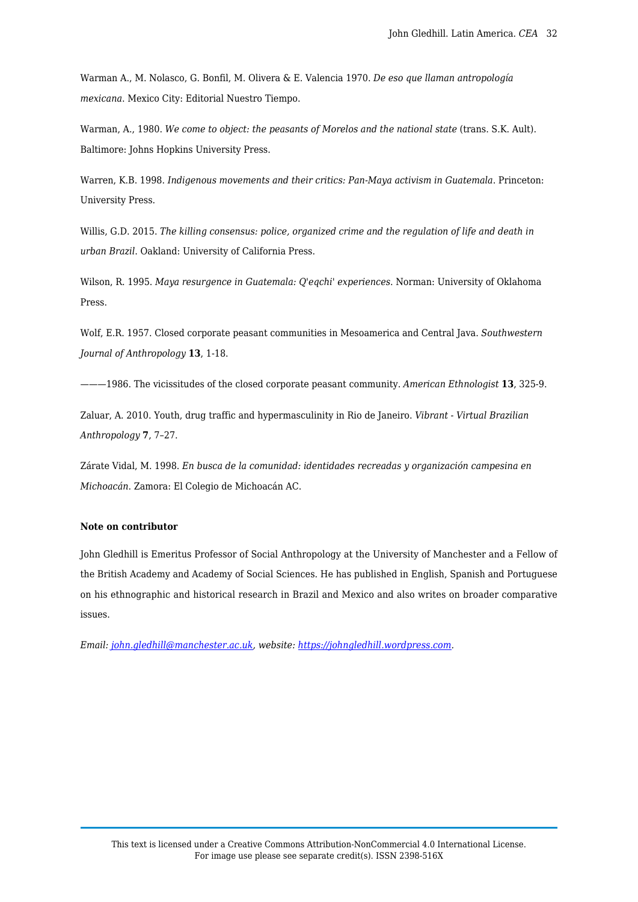Warman A., M. Nolasco, G. Bonfil, M. Olivera & E. Valencia 1970. *De eso que llaman antropología mexicana*. Mexico City: Editorial Nuestro Tiempo.

Warman, A., 1980. *We come to object: the peasants of Morelos and the national state* (trans. S.K. Ault). Baltimore: Johns Hopkins University Press.

Warren, K.B. 1998. *Indigenous movements and their critics: Pan-Maya activism in Guatemala*. Princeton: University Press.

Willis, G.D. 2015. *The killing consensus: police, organized crime and the regulation of life and death in urban Brazil*. Oakland: University of California Press.

Wilson, R. 1995. *Maya resurgence in Guatemala: Q'eqchi' experiences*. Norman: University of Oklahoma Press.

Wolf, E.R. 1957. Closed corporate peasant communities in Mesoamerica and Central Java. *Southwestern Journal of Anthropology* **13**, 1-18.

———1986. The vicissitudes of the closed corporate peasant community. *American Ethnologist* **13**, 325-9.

Zaluar, A. 2010. Youth, drug traffic and hypermasculinity in Rio de Janeiro. *Vibrant - Virtual Brazilian Anthropology* **7**, 7–27.

Zárate Vidal, M. 1998. *En busca de la comunidad: identidades recreadas y organización campesina en Michoacán*. Zamora: El Colegio de Michoacán AC.

**Note on contributor**

John Gledhill is Emeritus Professor of Social Anthropology at the University of Manchester and a Fellow of the British Academy and Academy of Social Sciences. He has published in English, Spanish and Portuguese on his ethnographic and historical research in Brazil and Mexico and also writes on broader comparative issues.

*Email: john.gledhill@manchester.ac.uk, website: https://johngledhill.wordpress.com.*